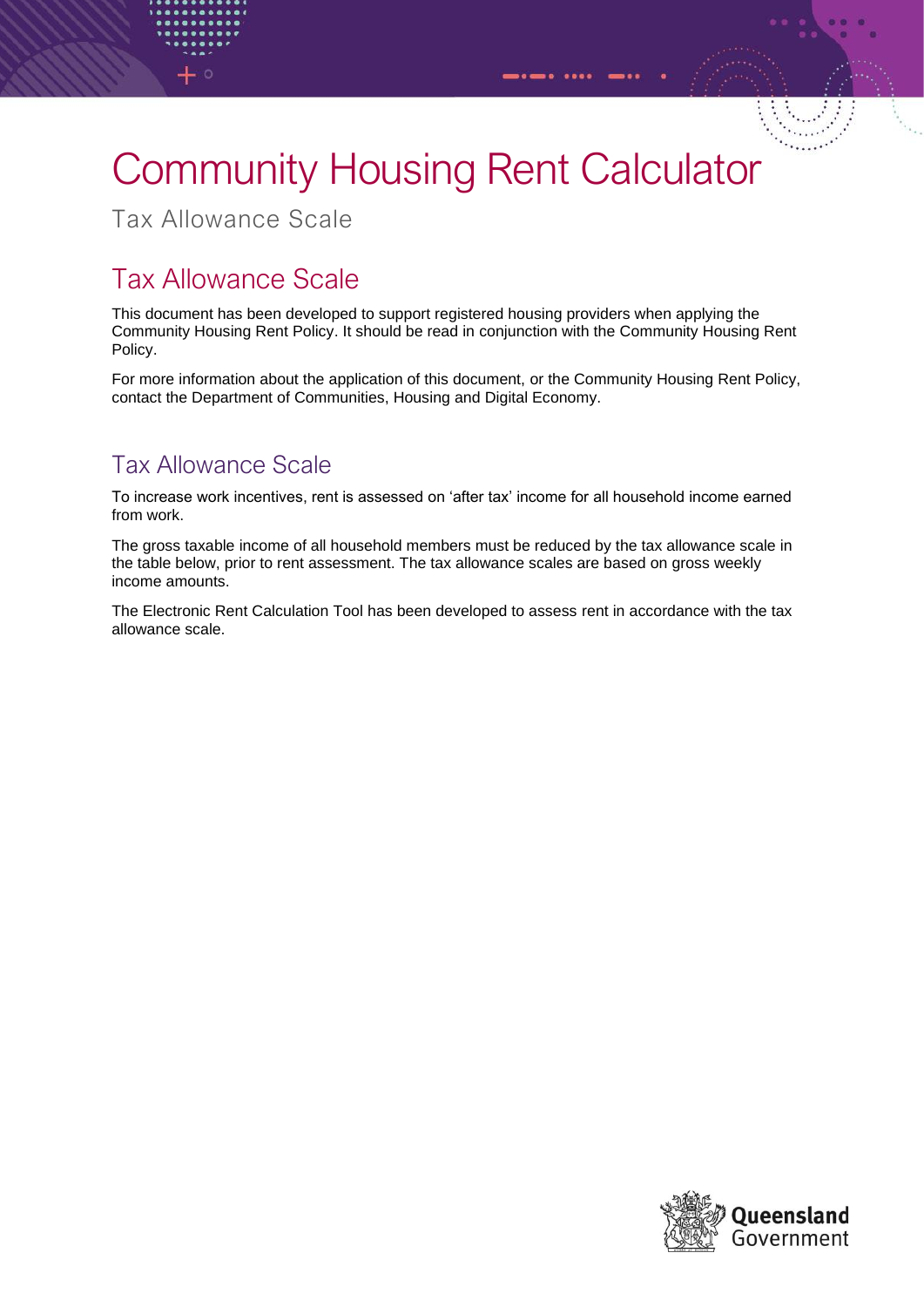# Community Housing Rent Calculator

Tax Allowance Scale

## Tax Allowance Scale

This document has been developed to support registered housing providers when applying the Community Housing Rent Policy. It should be read in conjunction with the Community Housing Rent Policy.

For more information about the application of this document, or the Community Housing Rent Policy, contact the Department of Communities, Housing and Digital Economy.

### Tax Allowance Scale

To increase work incentives, rent is assessed on 'after tax' income for all household income earned from work.

The gross taxable income of all household members must be reduced by the tax allowance scale in the table below, prior to rent assessment. The tax allowance scales are based on gross weekly income amounts.

The Electronic Rent Calculation Tool has been developed to assess rent in accordance with the tax allowance scale.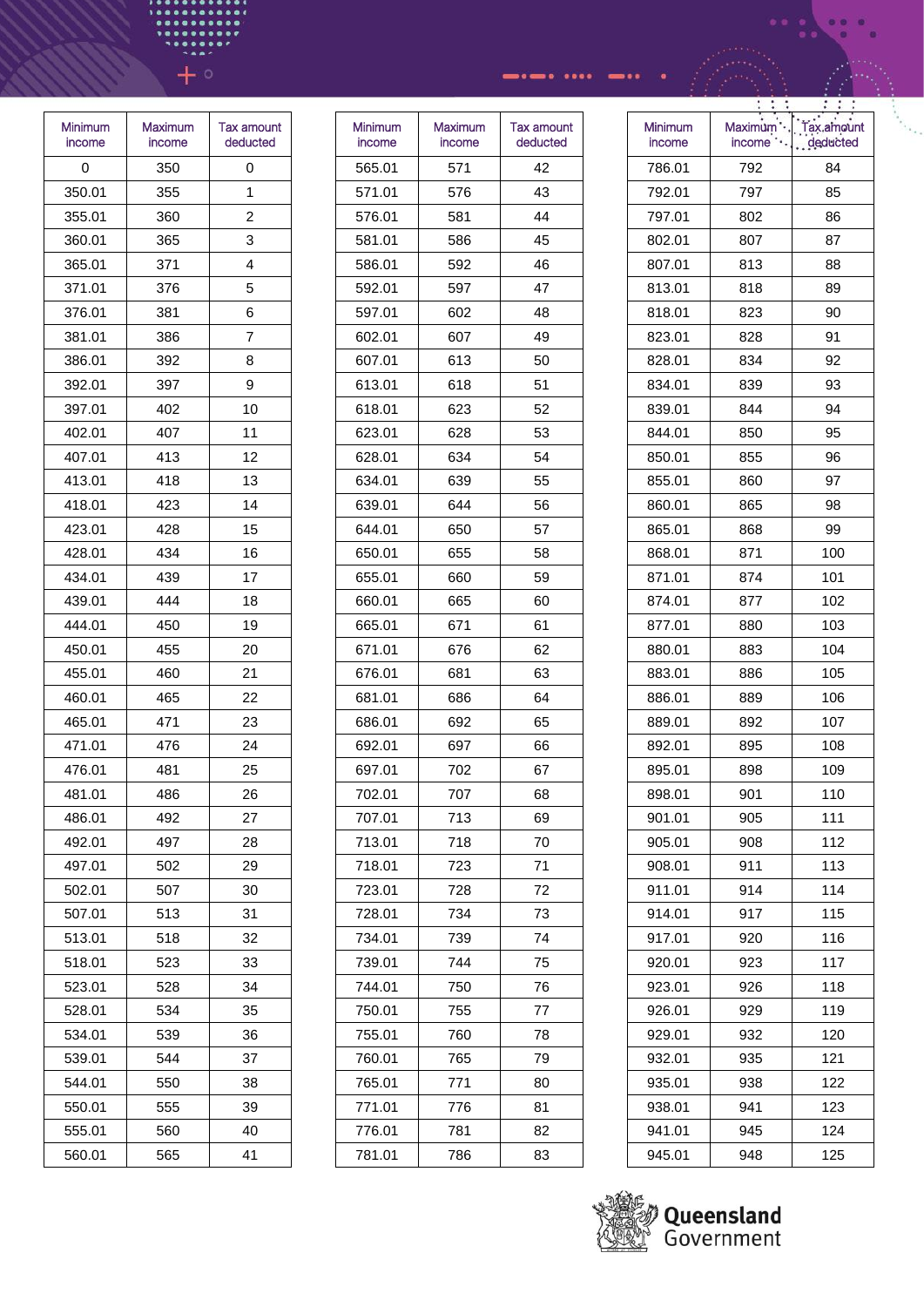| Minimum income | Maximum income | Tax amount deducted |
|---|---|---|
| 0 | 350 | 0 |
| 350.01 | 355 | 1 |
| 355.01 | 360 | 2 |
| 360.01 | 365 | 3 |
| 365.01 | 371 | 4 |
| 371.01 | 376 | 5 |
| 376.01 | 381 | 6 |
| 381.01 | 386 | 7 |
| 386.01 | 392 | 8 |
| 392.01 | 397 | 9 |
| 397.01 | 402 | 10 |
| 402.01 | 407 | 11 |
| 407.01 | 413 | 12 |
| 413.01 | 418 | 13 |
| 418.01 | 423 | 14 |
| 423.01 | 428 | 15 |
| 428.01 | 434 | 16 |
| 434.01 | 439 | 17 |
| 439.01 | 444 | 18 |
| 444.01 | 450 | 19 |
| 450.01 | 455 | 20 |
| 455.01 | 460 | 21 |
| 460.01 | 465 | 22 |
| 465.01 | 471 | 23 |
| 471.01 | 476 | 24 |
| 476.01 | 481 | 25 |
| 481.01 | 486 | 26 |
| 486.01 | 492 | 27 |
| 492.01 | 497 | 28 |
| 497.01 | 502 | 29 |
| 502.01 | 507 | 30 |
| 507.01 | 513 | 31 |
| 513.01 | 518 | 32 |
| 518.01 | 523 | 33 |
| 523.01 | 528 | 34 |
| 528.01 | 534 | 35 |
| 534.01 | 539 | 36 |
| 539.01 | 544 | 37 |
| 544.01 | 550 | 38 |
| 550.01 | 555 | 39 |
| 555.01 | 560 | 40 |
| 560.01 | 565 | 41 |

| Minimum income | Maximum income | Tax amount deducted |
|---|---|---|
| 565.01 | 571 | 42 |
| 571.01 | 576 | 43 |
| 576.01 | 581 | 44 |
| 581.01 | 586 | 45 |
| 586.01 | 592 | 46 |
| 592.01 | 597 | 47 |
| 597.01 | 602 | 48 |
| 602.01 | 607 | 49 |
| 607.01 | 613 | 50 |
| 613.01 | 618 | 51 |
| 618.01 | 623 | 52 |
| 623.01 | 628 | 53 |
| 628.01 | 634 | 54 |
| 634.01 | 639 | 55 |
| 639.01 | 644 | 56 |
| 644.01 | 650 | 57 |
| 650.01 | 655 | 58 |
| 655.01 | 660 | 59 |
| 660.01 | 665 | 60 |
| 665.01 | 671 | 61 |
| 671.01 | 676 | 62 |
| 676.01 | 681 | 63 |
| 681.01 | 686 | 64 |
| 686.01 | 692 | 65 |
| 692.01 | 697 | 66 |
| 697.01 | 702 | 67 |
| 702.01 | 707 | 68 |
| 707.01 | 713 | 69 |
| 713.01 | 718 | 70 |
| 718.01 | 723 | 71 |
| 723.01 | 728 | 72 |
| 728.01 | 734 | 73 |
| 734.01 | 739 | 74 |
| 739.01 | 744 | 75 |
| 744.01 | 750 | 76 |
| 750.01 | 755 | 77 |
| 755.01 | 760 | 78 |
| 760.01 | 765 | 79 |
| 765.01 | 771 | 80 |
| 771.01 | 776 | 81 |
| 776.01 | 781 | 82 |
| 781.01 | 786 | 83 |

| Minimum income | Maximum income | Tax amount deducted |
|---|---|---|
| 786.01 | 792 | 84 |
| 792.01 | 797 | 85 |
| 797.01 | 802 | 86 |
| 802.01 | 807 | 87 |
| 807.01 | 813 | 88 |
| 813.01 | 818 | 89 |
| 818.01 | 823 | 90 |
| 823.01 | 828 | 91 |
| 828.01 | 834 | 92 |
| 834.01 | 839 | 93 |
| 839.01 | 844 | 94 |
| 844.01 | 850 | 95 |
| 850.01 | 855 | 96 |
| 855.01 | 860 | 97 |
| 860.01 | 865 | 98 |
| 865.01 | 868 | 99 |
| 868.01 | 871 | 100 |
| 871.01 | 874 | 101 |
| 874.01 | 877 | 102 |
| 877.01 | 880 | 103 |
| 880.01 | 883 | 104 |
| 883.01 | 886 | 105 |
| 886.01 | 889 | 106 |
| 889.01 | 892 | 107 |
| 892.01 | 895 | 108 |
| 895.01 | 898 | 109 |
| 898.01 | 901 | 110 |
| 901.01 | 905 | 111 |
| 905.01 | 908 | 112 |
| 908.01 | 911 | 113 |
| 911.01 | 914 | 114 |
| 914.01 | 917 | 115 |
| 917.01 | 920 | 116 |
| 920.01 | 923 | 117 |
| 923.01 | 926 | 118 |
| 926.01 | 929 | 119 |
| 929.01 | 932 | 120 |
| 932.01 | 935 | 121 |
| 935.01 | 938 | 122 |
| 938.01 | 941 | 123 |
| 941.01 | 945 | 124 |
| 945.01 | 948 | 125 |

Queensland Government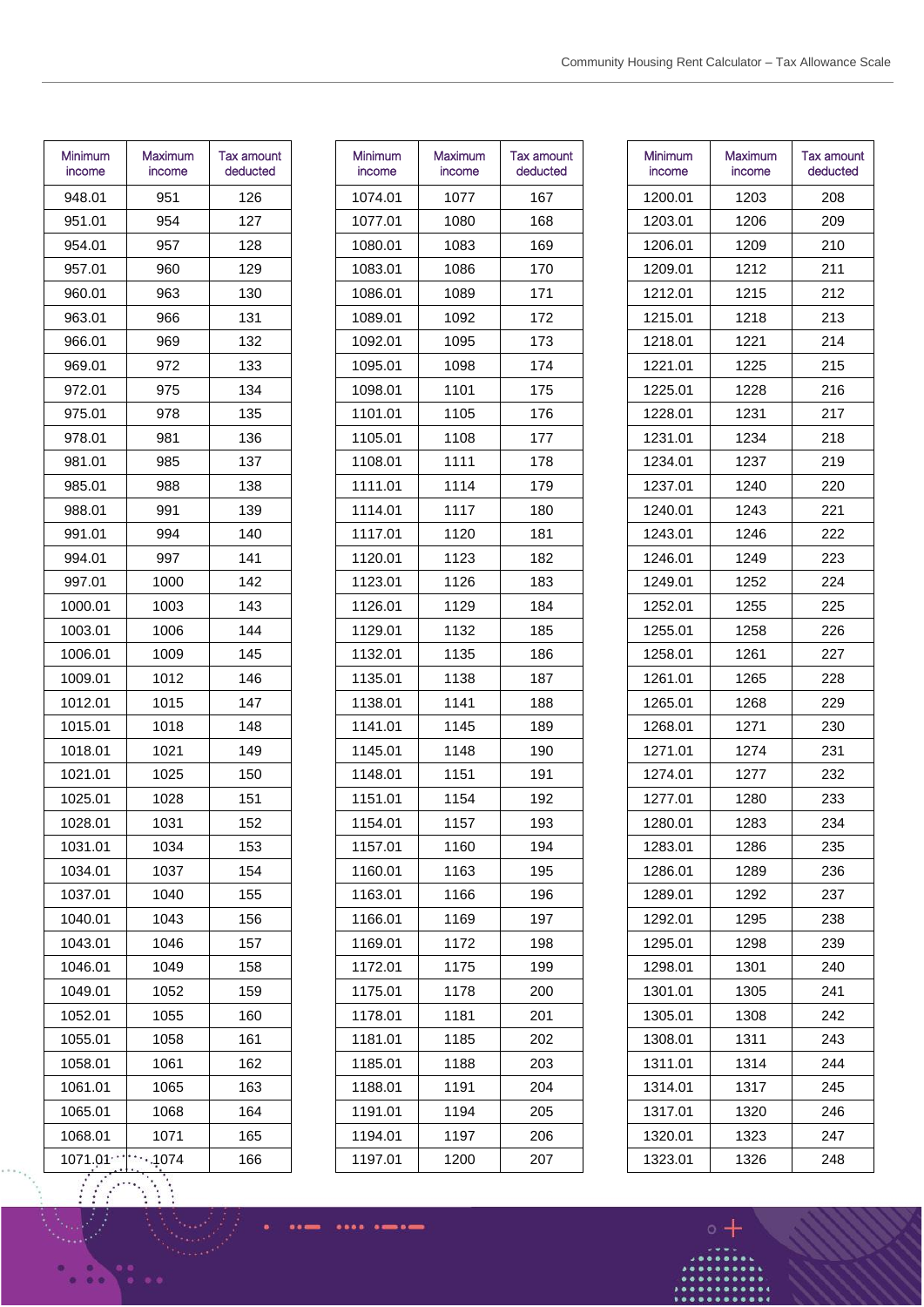| Minimum income | Maximum income | Tax amount deducted |
|---|---|---|
| 948.01 | 951 | 126 |
| 951.01 | 954 | 127 |
| 954.01 | 957 | 128 |
| 957.01 | 960 | 129 |
| 960.01 | 963 | 130 |
| 963.01 | 966 | 131 |
| 966.01 | 969 | 132 |
| 969.01 | 972 | 133 |
| 972.01 | 975 | 134 |
| 975.01 | 978 | 135 |
| 978.01 | 981 | 136 |
| 981.01 | 985 | 137 |
| 985.01 | 988 | 138 |
| 988.01 | 991 | 139 |
| 991.01 | 994 | 140 |
| 994.01 | 997 | 141 |
| 997.01 | 1000 | 142 |
| 1000.01 | 1003 | 143 |
| 1003.01 | 1006 | 144 |
| 1006.01 | 1009 | 145 |
| 1009.01 | 1012 | 146 |
| 1012.01 | 1015 | 147 |
| 1015.01 | 1018 | 148 |
| 1018.01 | 1021 | 149 |
| 1021.01 | 1025 | 150 |
| 1025.01 | 1028 | 151 |
| 1028.01 | 1031 | 152 |
| 1031.01 | 1034 | 153 |
| 1034.01 | 1037 | 154 |
| 1037.01 | 1040 | 155 |
| 1040.01 | 1043 | 156 |
| 1043.01 | 1046 | 157 |
| 1046.01 | 1049 | 158 |
| 1049.01 | 1052 | 159 |
| 1052.01 | 1055 | 160 |
| 1055.01 | 1058 | 161 |
| 1058.01 | 1061 | 162 |
| 1061.01 | 1065 | 163 |
| 1065.01 | 1068 | 164 |
| 1068.01 | 1071 | 165 |
| 1071.01 | 1074 | 166 |

| Minimum income | Maximum income | Tax amount deducted |
|---|---|---|
| 1074.01 | 1077 | 167 |
| 1077.01 | 1080 | 168 |
| 1080.01 | 1083 | 169 |
| 1083.01 | 1086 | 170 |
| 1086.01 | 1089 | 171 |
| 1089.01 | 1092 | 172 |
| 1092.01 | 1095 | 173 |
| 1095.01 | 1098 | 174 |
| 1098.01 | 1101 | 175 |
| 1101.01 | 1105 | 176 |
| 1105.01 | 1108 | 177 |
| 1108.01 | 1111 | 178 |
| 1111.01 | 1114 | 179 |
| 1114.01 | 1117 | 180 |
| 1117.01 | 1120 | 181 |
| 1120.01 | 1123 | 182 |
| 1123.01 | 1126 | 183 |
| 1126.01 | 1129 | 184 |
| 1129.01 | 1132 | 185 |
| 1132.01 | 1135 | 186 |
| 1135.01 | 1138 | 187 |
| 1138.01 | 1141 | 188 |
| 1141.01 | 1145 | 189 |
| 1145.01 | 1148 | 190 |
| 1148.01 | 1151 | 191 |
| 1151.01 | 1154 | 192 |
| 1154.01 | 1157 | 193 |
| 1157.01 | 1160 | 194 |
| 1160.01 | 1163 | 195 |
| 1163.01 | 1166 | 196 |
| 1166.01 | 1169 | 197 |
| 1169.01 | 1172 | 198 |
| 1172.01 | 1175 | 199 |
| 1175.01 | 1178 | 200 |
| 1178.01 | 1181 | 201 |
| 1181.01 | 1185 | 202 |
| 1185.01 | 1188 | 203 |
| 1188.01 | 1191 | 204 |
| 1191.01 | 1194 | 205 |
| 1194.01 | 1197 | 206 |
| 1197.01 | 1200 | 207 |

| Minimum income | Maximum income | Tax amount deducted |
|---|---|---|
| 1200.01 | 1203 | 208 |
| 1203.01 | 1206 | 209 |
| 1206.01 | 1209 | 210 |
| 1209.01 | 1212 | 211 |
| 1212.01 | 1215 | 212 |
| 1215.01 | 1218 | 213 |
| 1218.01 | 1221 | 214 |
| 1221.01 | 1225 | 215 |
| 1225.01 | 1228 | 216 |
| 1228.01 | 1231 | 217 |
| 1231.01 | 1234 | 218 |
| 1234.01 | 1237 | 219 |
| 1237.01 | 1240 | 220 |
| 1240.01 | 1243 | 221 |
| 1243.01 | 1246 | 222 |
| 1246.01 | 1249 | 223 |
| 1249.01 | 1252 | 224 |
| 1252.01 | 1255 | 225 |
| 1255.01 | 1258 | 226 |
| 1258.01 | 1261 | 227 |
| 1261.01 | 1265 | 228 |
| 1265.01 | 1268 | 229 |
| 1268.01 | 1271 | 230 |
| 1271.01 | 1274 | 231 |
| 1274.01 | 1277 | 232 |
| 1277.01 | 1280 | 233 |
| 1280.01 | 1283 | 234 |
| 1283.01 | 1286 | 235 |
| 1286.01 | 1289 | 236 |
| 1289.01 | 1292 | 237 |
| 1292.01 | 1295 | 238 |
| 1295.01 | 1298 | 239 |
| 1298.01 | 1301 | 240 |
| 1301.01 | 1305 | 241 |
| 1305.01 | 1308 | 242 |
| 1308.01 | 1311 | 243 |
| 1311.01 | 1314 | 244 |
| 1314.01 | 1317 | 245 |
| 1317.01 | 1320 | 246 |
| 1320.01 | 1323 | 247 |
| 1323.01 | 1326 | 248 |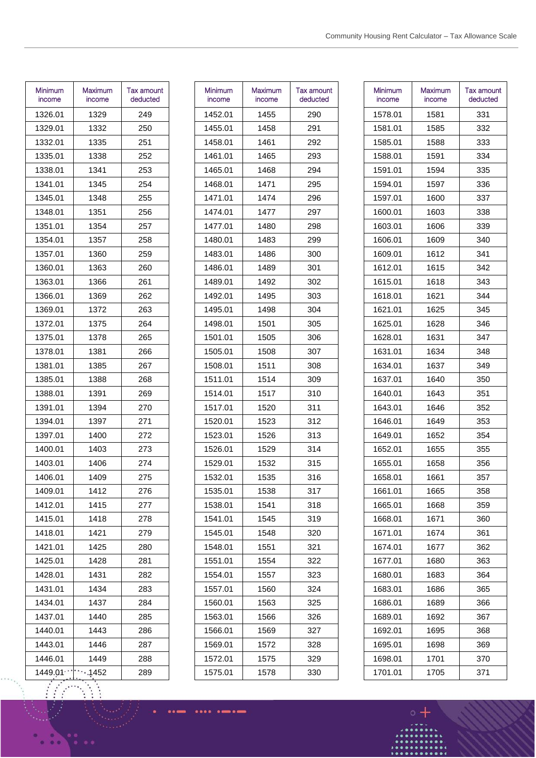| Minimum income | Maximum income | Tax amount deducted |
|---|---|---|
| 1326.01 | 1329 | 249 |
| 1329.01 | 1332 | 250 |
| 1332.01 | 1335 | 251 |
| 1335.01 | 1338 | 252 |
| 1338.01 | 1341 | 253 |
| 1341.01 | 1345 | 254 |
| 1345.01 | 1348 | 255 |
| 1348.01 | 1351 | 256 |
| 1351.01 | 1354 | 257 |
| 1354.01 | 1357 | 258 |
| 1357.01 | 1360 | 259 |
| 1360.01 | 1363 | 260 |
| 1363.01 | 1366 | 261 |
| 1366.01 | 1369 | 262 |
| 1369.01 | 1372 | 263 |
| 1372.01 | 1375 | 264 |
| 1375.01 | 1378 | 265 |
| 1378.01 | 1381 | 266 |
| 1381.01 | 1385 | 267 |
| 1385.01 | 1388 | 268 |
| 1388.01 | 1391 | 269 |
| 1391.01 | 1394 | 270 |
| 1394.01 | 1397 | 271 |
| 1397.01 | 1400 | 272 |
| 1400.01 | 1403 | 273 |
| 1403.01 | 1406 | 274 |
| 1406.01 | 1409 | 275 |
| 1409.01 | 1412 | 276 |
| 1412.01 | 1415 | 277 |
| 1415.01 | 1418 | 278 |
| 1418.01 | 1421 | 279 |
| 1421.01 | 1425 | 280 |
| 1425.01 | 1428 | 281 |
| 1428.01 | 1431 | 282 |
| 1431.01 | 1434 | 283 |
| 1434.01 | 1437 | 284 |
| 1437.01 | 1440 | 285 |
| 1440.01 | 1443 | 286 |
| 1443.01 | 1446 | 287 |
| 1446.01 | 1449 | 288 |
| 1449.01 | 1452 | 289 |
| 1452.01 | 1455 | 290 |
| 1455.01 | 1458 | 291 |
| 1458.01 | 1461 | 292 |
| 1461.01 | 1465 | 293 |
| 1465.01 | 1468 | 294 |
| 1468.01 | 1471 | 295 |
| 1471.01 | 1474 | 296 |
| 1474.01 | 1477 | 297 |
| 1477.01 | 1480 | 298 |
| 1480.01 | 1483 | 299 |
| 1483.01 | 1486 | 300 |
| 1486.01 | 1489 | 301 |
| 1489.01 | 1492 | 302 |
| 1492.01 | 1495 | 303 |
| 1495.01 | 1498 | 304 |
| 1498.01 | 1501 | 305 |
| 1501.01 | 1505 | 306 |
| 1505.01 | 1508 | 307 |
| 1508.01 | 1511 | 308 |
| 1511.01 | 1514 | 309 |
| 1514.01 | 1517 | 310 |
| 1517.01 | 1520 | 311 |
| 1520.01 | 1523 | 312 |
| 1523.01 | 1526 | 313 |
| 1526.01 | 1529 | 314 |
| 1529.01 | 1532 | 315 |
| 1532.01 | 1535 | 316 |
| 1535.01 | 1538 | 317 |
| 1538.01 | 1541 | 318 |
| 1541.01 | 1545 | 319 |
| 1545.01 | 1548 | 320 |
| 1548.01 | 1551 | 321 |
| 1551.01 | 1554 | 322 |
| 1554.01 | 1557 | 323 |
| 1557.01 | 1560 | 324 |
| 1560.01 | 1563 | 325 |
| 1563.01 | 1566 | 326 |
| 1566.01 | 1569 | 327 |
| 1569.01 | 1572 | 328 |
| 1572.01 | 1575 | 329 |
| 1575.01 | 1578 | 330 |
| 1578.01 | 1581 | 331 |
| 1581.01 | 1585 | 332 |
| 1585.01 | 1588 | 333 |
| 1588.01 | 1591 | 334 |
| 1591.01 | 1594 | 335 |
| 1594.01 | 1597 | 336 |
| 1597.01 | 1600 | 337 |
| 1600.01 | 1603 | 338 |
| 1603.01 | 1606 | 339 |
| 1606.01 | 1609 | 340 |
| 1609.01 | 1612 | 341 |
| 1612.01 | 1615 | 342 |
| 1615.01 | 1618 | 343 |
| 1618.01 | 1621 | 344 |
| 1621.01 | 1625 | 345 |
| 1625.01 | 1628 | 346 |
| 1628.01 | 1631 | 347 |
| 1631.01 | 1634 | 348 |
| 1634.01 | 1637 | 349 |
| 1637.01 | 1640 | 350 |
| 1640.01 | 1643 | 351 |
| 1643.01 | 1646 | 352 |
| 1646.01 | 1649 | 353 |
| 1649.01 | 1652 | 354 |
| 1652.01 | 1655 | 355 |
| 1655.01 | 1658 | 356 |
| 1658.01 | 1661 | 357 |
| 1661.01 | 1665 | 358 |
| 1665.01 | 1668 | 359 |
| 1668.01 | 1671 | 360 |
| 1671.01 | 1674 | 361 |
| 1674.01 | 1677 | 362 |
| 1677.01 | 1680 | 363 |
| 1680.01 | 1683 | 364 |
| 1683.01 | 1686 | 365 |
| 1686.01 | 1689 | 366 |
| 1689.01 | 1692 | 367 |
| 1692.01 | 1695 | 368 |
| 1695.01 | 1698 | 369 |
| 1698.01 | 1701 | 370 |
| 1701.01 | 1705 | 371 |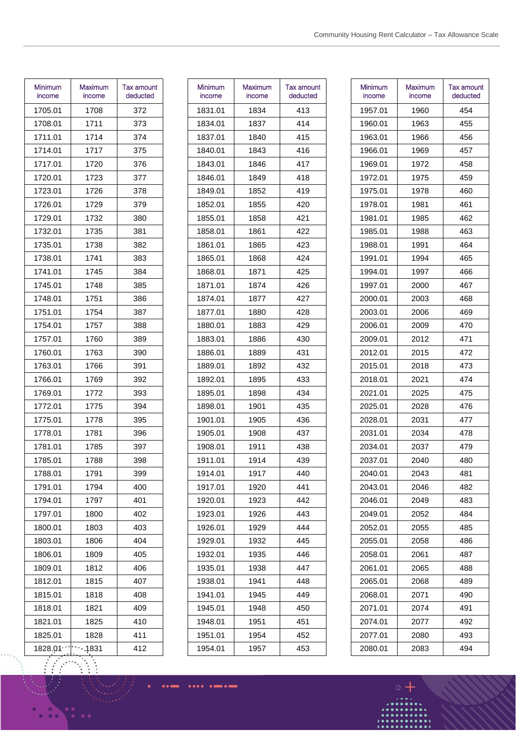| Minimum income | Maximum income | Tax amount deducted |
|---|---|---|
| 1705.01 | 1708 | 372 |
| 1708.01 | 1711 | 373 |
| 1711.01 | 1714 | 374 |
| 1714.01 | 1717 | 375 |
| 1717.01 | 1720 | 376 |
| 1720.01 | 1723 | 377 |
| 1723.01 | 1726 | 378 |
| 1726.01 | 1729 | 379 |
| 1729.01 | 1732 | 380 |
| 1732.01 | 1735 | 381 |
| 1735.01 | 1738 | 382 |
| 1738.01 | 1741 | 383 |
| 1741.01 | 1745 | 384 |
| 1745.01 | 1748 | 385 |
| 1748.01 | 1751 | 386 |
| 1751.01 | 1754 | 387 |
| 1754.01 | 1757 | 388 |
| 1757.01 | 1760 | 389 |
| 1760.01 | 1763 | 390 |
| 1763.01 | 1766 | 391 |
| 1766.01 | 1769 | 392 |
| 1769.01 | 1772 | 393 |
| 1772.01 | 1775 | 394 |
| 1775.01 | 1778 | 395 |
| 1778.01 | 1781 | 396 |
| 1781.01 | 1785 | 397 |
| 1785.01 | 1788 | 398 |
| 1788.01 | 1791 | 399 |
| 1791.01 | 1794 | 400 |
| 1794.01 | 1797 | 401 |
| 1797.01 | 1800 | 402 |
| 1800.01 | 1803 | 403 |
| 1803.01 | 1806 | 404 |
| 1806.01 | 1809 | 405 |
| 1809.01 | 1812 | 406 |
| 1812.01 | 1815 | 407 |
| 1815.01 | 1818 | 408 |
| 1818.01 | 1821 | 409 |
| 1821.01 | 1825 | 410 |
| 1825.01 | 1828 | 411 |
| 1828.01 | 1831 | 412 |

| Minimum income | Maximum income | Tax amount deducted |
|---|---|---|
| 1831.01 | 1834 | 413 |
| 1834.01 | 1837 | 414 |
| 1837.01 | 1840 | 415 |
| 1840.01 | 1843 | 416 |
| 1843.01 | 1846 | 417 |
| 1846.01 | 1849 | 418 |
| 1849.01 | 1852 | 419 |
| 1852.01 | 1855 | 420 |
| 1855.01 | 1858 | 421 |
| 1858.01 | 1861 | 422 |
| 1861.01 | 1865 | 423 |
| 1865.01 | 1868 | 424 |
| 1868.01 | 1871 | 425 |
| 1871.01 | 1874 | 426 |
| 1874.01 | 1877 | 427 |
| 1877.01 | 1880 | 428 |
| 1880.01 | 1883 | 429 |
| 1883.01 | 1886 | 430 |
| 1886.01 | 1889 | 431 |
| 1889.01 | 1892 | 432 |
| 1892.01 | 1895 | 433 |
| 1895.01 | 1898 | 434 |
| 1898.01 | 1901 | 435 |
| 1901.01 | 1905 | 436 |
| 1905.01 | 1908 | 437 |
| 1908.01 | 1911 | 438 |
| 1911.01 | 1914 | 439 |
| 1914.01 | 1917 | 440 |
| 1917.01 | 1920 | 441 |
| 1920.01 | 1923 | 442 |
| 1923.01 | 1926 | 443 |
| 1926.01 | 1929 | 444 |
| 1929.01 | 1932 | 445 |
| 1932.01 | 1935 | 446 |
| 1935.01 | 1938 | 447 |
| 1938.01 | 1941 | 448 |
| 1941.01 | 1945 | 449 |
| 1945.01 | 1948 | 450 |
| 1948.01 | 1951 | 451 |
| 1951.01 | 1954 | 452 |
| 1954.01 | 1957 | 453 |

| Minimum income | Maximum income | Tax amount deducted |
|---|---|---|
| 1957.01 | 1960 | 454 |
| 1960.01 | 1963 | 455 |
| 1963.01 | 1966 | 456 |
| 1966.01 | 1969 | 457 |
| 1969.01 | 1972 | 458 |
| 1972.01 | 1975 | 459 |
| 1975.01 | 1978 | 460 |
| 1978.01 | 1981 | 461 |
| 1981.01 | 1985 | 462 |
| 1985.01 | 1988 | 463 |
| 1988.01 | 1991 | 464 |
| 1991.01 | 1994 | 465 |
| 1994.01 | 1997 | 466 |
| 1997.01 | 2000 | 467 |
| 2000.01 | 2003 | 468 |
| 2003.01 | 2006 | 469 |
| 2006.01 | 2009 | 470 |
| 2009.01 | 2012 | 471 |
| 2012.01 | 2015 | 472 |
| 2015.01 | 2018 | 473 |
| 2018.01 | 2021 | 474 |
| 2021.01 | 2025 | 475 |
| 2025.01 | 2028 | 476 |
| 2028.01 | 2031 | 477 |
| 2031.01 | 2034 | 478 |
| 2034.01 | 2037 | 479 |
| 2037.01 | 2040 | 480 |
| 2040.01 | 2043 | 481 |
| 2043.01 | 2046 | 482 |
| 2046.01 | 2049 | 483 |
| 2049.01 | 2052 | 484 |
| 2052.01 | 2055 | 485 |
| 2055.01 | 2058 | 486 |
| 2058.01 | 2061 | 487 |
| 2061.01 | 2065 | 488 |
| 2065.01 | 2068 | 489 |
| 2068.01 | 2071 | 490 |
| 2071.01 | 2074 | 491 |
| 2074.01 | 2077 | 492 |
| 2077.01 | 2080 | 493 |
| 2080.01 | 2083 | 494 |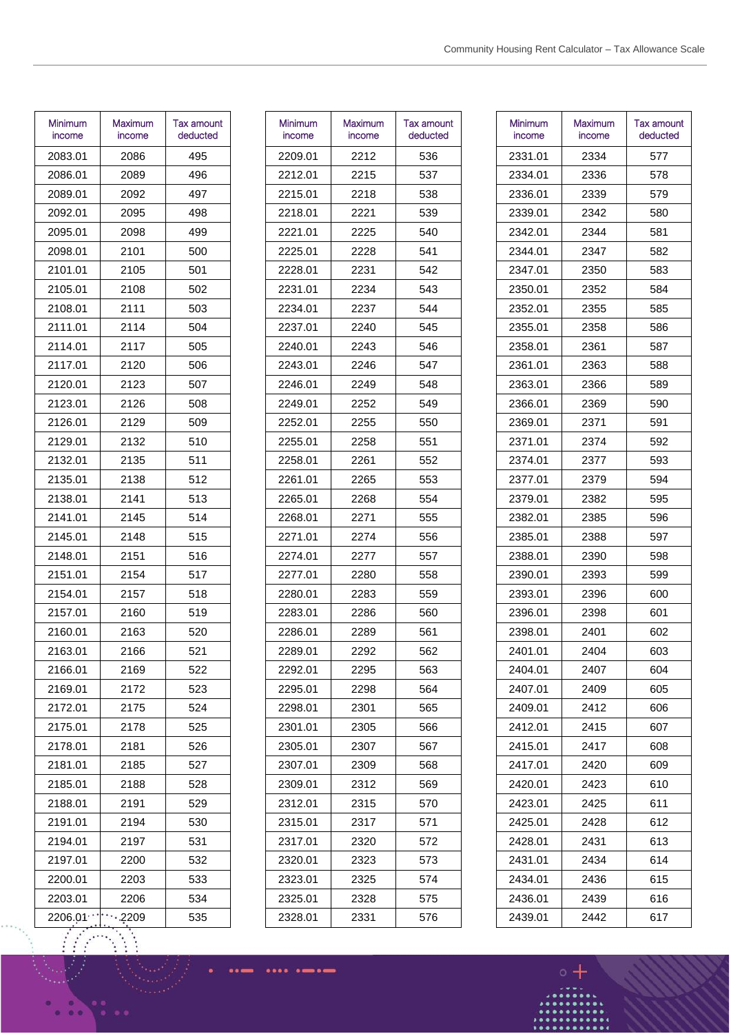| Minimum income | Maximum income | Tax amount deducted |
|---|---|---|
| 2083.01 | 2086 | 495 |
| 2086.01 | 2089 | 496 |
| 2089.01 | 2092 | 497 |
| 2092.01 | 2095 | 498 |
| 2095.01 | 2098 | 499 |
| 2098.01 | 2101 | 500 |
| 2101.01 | 2105 | 501 |
| 2105.01 | 2108 | 502 |
| 2108.01 | 2111 | 503 |
| 2111.01 | 2114 | 504 |
| 2114.01 | 2117 | 505 |
| 2117.01 | 2120 | 506 |
| 2120.01 | 2123 | 507 |
| 2123.01 | 2126 | 508 |
| 2126.01 | 2129 | 509 |
| 2129.01 | 2132 | 510 |
| 2132.01 | 2135 | 511 |
| 2135.01 | 2138 | 512 |
| 2138.01 | 2141 | 513 |
| 2141.01 | 2145 | 514 |
| 2145.01 | 2148 | 515 |
| 2148.01 | 2151 | 516 |
| 2151.01 | 2154 | 517 |
| 2154.01 | 2157 | 518 |
| 2157.01 | 2160 | 519 |
| 2160.01 | 2163 | 520 |
| 2163.01 | 2166 | 521 |
| 2166.01 | 2169 | 522 |
| 2169.01 | 2172 | 523 |
| 2172.01 | 2175 | 524 |
| 2175.01 | 2178 | 525 |
| 2178.01 | 2181 | 526 |
| 2181.01 | 2185 | 527 |
| 2185.01 | 2188 | 528 |
| 2188.01 | 2191 | 529 |
| 2191.01 | 2194 | 530 |
| 2194.01 | 2197 | 531 |
| 2197.01 | 2200 | 532 |
| 2200.01 | 2203 | 533 |
| 2203.01 | 2206 | 534 |
| 2206.01 | 2209 | 535 |
| 2209.01 | 2212 | 536 |
| 2212.01 | 2215 | 537 |
| 2215.01 | 2218 | 538 |
| 2218.01 | 2221 | 539 |
| 2221.01 | 2225 | 540 |
| 2225.01 | 2228 | 541 |
| 2228.01 | 2231 | 542 |
| 2231.01 | 2234 | 543 |
| 2234.01 | 2237 | 544 |
| 2237.01 | 2240 | 545 |
| 2240.01 | 2243 | 546 |
| 2243.01 | 2246 | 547 |
| 2246.01 | 2249 | 548 |
| 2249.01 | 2252 | 549 |
| 2252.01 | 2255 | 550 |
| 2255.01 | 2258 | 551 |
| 2258.01 | 2261 | 552 |
| 2261.01 | 2265 | 553 |
| 2265.01 | 2268 | 554 |
| 2268.01 | 2271 | 555 |
| 2271.01 | 2274 | 556 |
| 2274.01 | 2277 | 557 |
| 2277.01 | 2280 | 558 |
| 2280.01 | 2283 | 559 |
| 2283.01 | 2286 | 560 |
| 2286.01 | 2289 | 561 |
| 2289.01 | 2292 | 562 |
| 2292.01 | 2295 | 563 |
| 2295.01 | 2298 | 564 |
| 2298.01 | 2301 | 565 |
| 2301.01 | 2305 | 566 |
| 2305.01 | 2307 | 567 |
| 2307.01 | 2309 | 568 |
| 2309.01 | 2312 | 569 |
| 2312.01 | 2315 | 570 |
| 2315.01 | 2317 | 571 |
| 2317.01 | 2320 | 572 |
| 2320.01 | 2323 | 573 |
| 2323.01 | 2325 | 574 |
| 2325.01 | 2328 | 575 |
| 2328.01 | 2331 | 576 |
| 2331.01 | 2334 | 577 |
| 2334.01 | 2336 | 578 |
| 2336.01 | 2339 | 579 |
| 2339.01 | 2342 | 580 |
| 2342.01 | 2344 | 581 |
| 2344.01 | 2347 | 582 |
| 2347.01 | 2350 | 583 |
| 2350.01 | 2352 | 584 |
| 2352.01 | 2355 | 585 |
| 2355.01 | 2358 | 586 |
| 2358.01 | 2361 | 587 |
| 2361.01 | 2363 | 588 |
| 2363.01 | 2366 | 589 |
| 2366.01 | 2369 | 590 |
| 2369.01 | 2371 | 591 |
| 2371.01 | 2374 | 592 |
| 2374.01 | 2377 | 593 |
| 2377.01 | 2379 | 594 |
| 2379.01 | 2382 | 595 |
| 2382.01 | 2385 | 596 |
| 2385.01 | 2388 | 597 |
| 2388.01 | 2390 | 598 |
| 2390.01 | 2393 | 599 |
| 2393.01 | 2396 | 600 |
| 2396.01 | 2398 | 601 |
| 2398.01 | 2401 | 602 |
| 2401.01 | 2404 | 603 |
| 2404.01 | 2407 | 604 |
| 2407.01 | 2409 | 605 |
| 2409.01 | 2412 | 606 |
| 2412.01 | 2415 | 607 |
| 2415.01 | 2417 | 608 |
| 2417.01 | 2420 | 609 |
| 2420.01 | 2423 | 610 |
| 2423.01 | 2425 | 611 |
| 2425.01 | 2428 | 612 |
| 2428.01 | 2431 | 613 |
| 2431.01 | 2434 | 614 |
| 2434.01 | 2436 | 615 |
| 2436.01 | 2439 | 616 |
| 2439.01 | 2442 | 617 |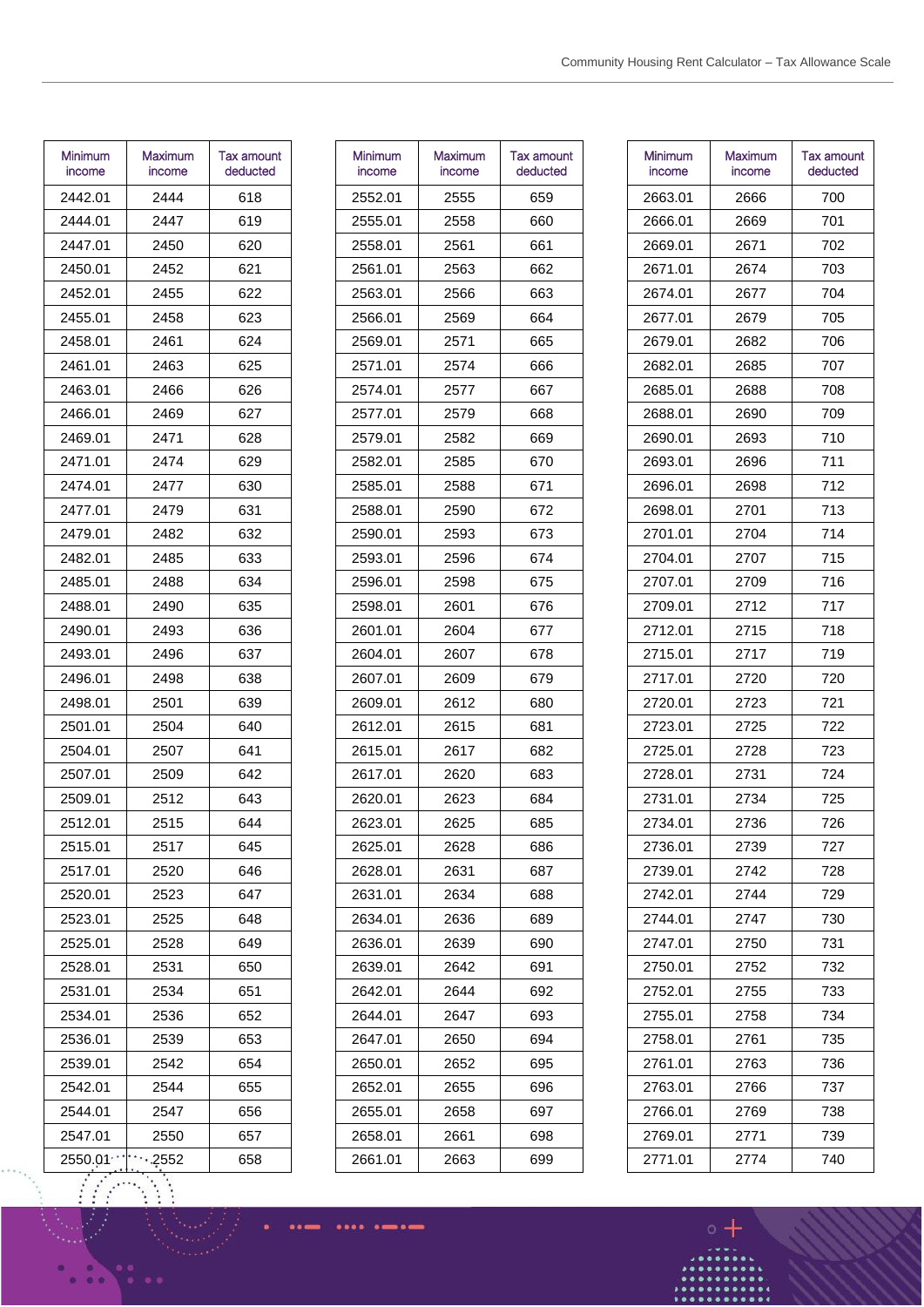| Minimum income | Maximum income | Tax amount deducted |
|---|---|---|
| 2442.01 | 2444 | 618 |
| 2444.01 | 2447 | 619 |
| 2447.01 | 2450 | 620 |
| 2450.01 | 2452 | 621 |
| 2452.01 | 2455 | 622 |
| 2455.01 | 2458 | 623 |
| 2458.01 | 2461 | 624 |
| 2461.01 | 2463 | 625 |
| 2463.01 | 2466 | 626 |
| 2466.01 | 2469 | 627 |
| 2469.01 | 2471 | 628 |
| 2471.01 | 2474 | 629 |
| 2474.01 | 2477 | 630 |
| 2477.01 | 2479 | 631 |
| 2479.01 | 2482 | 632 |
| 2482.01 | 2485 | 633 |
| 2485.01 | 2488 | 634 |
| 2488.01 | 2490 | 635 |
| 2490.01 | 2493 | 636 |
| 2493.01 | 2496 | 637 |
| 2496.01 | 2498 | 638 |
| 2498.01 | 2501 | 639 |
| 2501.01 | 2504 | 640 |
| 2504.01 | 2507 | 641 |
| 2507.01 | 2509 | 642 |
| 2509.01 | 2512 | 643 |
| 2512.01 | 2515 | 644 |
| 2515.01 | 2517 | 645 |
| 2517.01 | 2520 | 646 |
| 2520.01 | 2523 | 647 |
| 2523.01 | 2525 | 648 |
| 2525.01 | 2528 | 649 |
| 2528.01 | 2531 | 650 |
| 2531.01 | 2534 | 651 |
| 2534.01 | 2536 | 652 |
| 2536.01 | 2539 | 653 |
| 2539.01 | 2542 | 654 |
| 2542.01 | 2544 | 655 |
| 2544.01 | 2547 | 656 |
| 2547.01 | 2550 | 657 |
| 2550.01 | 2552 | 658 |
| 2552.01 | 2555 | 659 |
| 2555.01 | 2558 | 660 |
| 2558.01 | 2561 | 661 |
| 2561.01 | 2563 | 662 |
| 2563.01 | 2566 | 663 |
| 2566.01 | 2569 | 664 |
| 2569.01 | 2571 | 665 |
| 2571.01 | 2574 | 666 |
| 2574.01 | 2577 | 667 |
| 2577.01 | 2579 | 668 |
| 2579.01 | 2582 | 669 |
| 2582.01 | 2585 | 670 |
| 2585.01 | 2588 | 671 |
| 2588.01 | 2590 | 672 |
| 2590.01 | 2593 | 673 |
| 2593.01 | 2596 | 674 |
| 2596.01 | 2598 | 675 |
| 2598.01 | 2601 | 676 |
| 2601.01 | 2604 | 677 |
| 2604.01 | 2607 | 678 |
| 2607.01 | 2609 | 679 |
| 2609.01 | 2612 | 680 |
| 2612.01 | 2615 | 681 |
| 2615.01 | 2617 | 682 |
| 2617.01 | 2620 | 683 |
| 2620.01 | 2623 | 684 |
| 2623.01 | 2625 | 685 |
| 2625.01 | 2628 | 686 |
| 2628.01 | 2631 | 687 |
| 2631.01 | 2634 | 688 |
| 2634.01 | 2636 | 689 |
| 2636.01 | 2639 | 690 |
| 2639.01 | 2642 | 691 |
| 2642.01 | 2644 | 692 |
| 2644.01 | 2647 | 693 |
| 2647.01 | 2650 | 694 |
| 2650.01 | 2652 | 695 |
| 2652.01 | 2655 | 696 |
| 2655.01 | 2658 | 697 |
| 2658.01 | 2661 | 698 |
| 2661.01 | 2663 | 699 |
| 2663.01 | 2666 | 700 |
| 2666.01 | 2669 | 701 |
| 2669.01 | 2671 | 702 |
| 2671.01 | 2674 | 703 |
| 2674.01 | 2677 | 704 |
| 2677.01 | 2679 | 705 |
| 2679.01 | 2682 | 706 |
| 2682.01 | 2685 | 707 |
| 2685.01 | 2688 | 708 |
| 2688.01 | 2690 | 709 |
| 2690.01 | 2693 | 710 |
| 2693.01 | 2696 | 711 |
| 2696.01 | 2698 | 712 |
| 2698.01 | 2701 | 713 |
| 2701.01 | 2704 | 714 |
| 2704.01 | 2707 | 715 |
| 2707.01 | 2709 | 716 |
| 2709.01 | 2712 | 717 |
| 2712.01 | 2715 | 718 |
| 2715.01 | 2717 | 719 |
| 2717.01 | 2720 | 720 |
| 2720.01 | 2723 | 721 |
| 2723.01 | 2725 | 722 |
| 2725.01 | 2728 | 723 |
| 2728.01 | 2731 | 724 |
| 2731.01 | 2734 | 725 |
| 2734.01 | 2736 | 726 |
| 2736.01 | 2739 | 727 |
| 2739.01 | 2742 | 728 |
| 2742.01 | 2744 | 729 |
| 2744.01 | 2747 | 730 |
| 2747.01 | 2750 | 731 |
| 2750.01 | 2752 | 732 |
| 2752.01 | 2755 | 733 |
| 2755.01 | 2758 | 734 |
| 2758.01 | 2761 | 735 |
| 2761.01 | 2763 | 736 |
| 2763.01 | 2766 | 737 |
| 2766.01 | 2769 | 738 |
| 2769.01 | 2771 | 739 |
| 2771.01 | 2774 | 740 |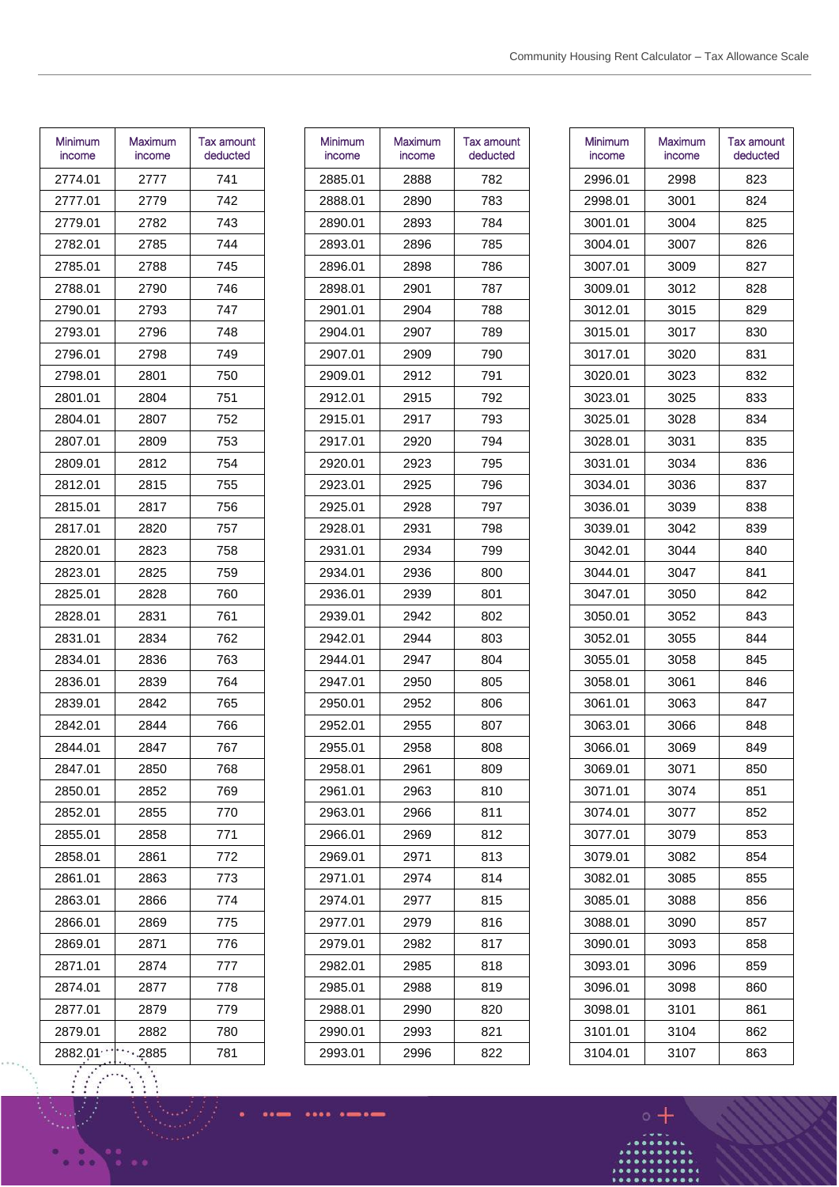| Minimum income | Maximum income | Tax amount deducted |
|---|---|---|
| 2774.01 | 2777 | 741 |
| 2777.01 | 2779 | 742 |
| 2779.01 | 2782 | 743 |
| 2782.01 | 2785 | 744 |
| 2785.01 | 2788 | 745 |
| 2788.01 | 2790 | 746 |
| 2790.01 | 2793 | 747 |
| 2793.01 | 2796 | 748 |
| 2796.01 | 2798 | 749 |
| 2798.01 | 2801 | 750 |
| 2801.01 | 2804 | 751 |
| 2804.01 | 2807 | 752 |
| 2807.01 | 2809 | 753 |
| 2809.01 | 2812 | 754 |
| 2812.01 | 2815 | 755 |
| 2815.01 | 2817 | 756 |
| 2817.01 | 2820 | 757 |
| 2820.01 | 2823 | 758 |
| 2823.01 | 2825 | 759 |
| 2825.01 | 2828 | 760 |
| 2828.01 | 2831 | 761 |
| 2831.01 | 2834 | 762 |
| 2834.01 | 2836 | 763 |
| 2836.01 | 2839 | 764 |
| 2839.01 | 2842 | 765 |
| 2842.01 | 2844 | 766 |
| 2844.01 | 2847 | 767 |
| 2847.01 | 2850 | 768 |
| 2850.01 | 2852 | 769 |
| 2852.01 | 2855 | 770 |
| 2855.01 | 2858 | 771 |
| 2858.01 | 2861 | 772 |
| 2861.01 | 2863 | 773 |
| 2863.01 | 2866 | 774 |
| 2866.01 | 2869 | 775 |
| 2869.01 | 2871 | 776 |
| 2871.01 | 2874 | 777 |
| 2874.01 | 2877 | 778 |
| 2877.01 | 2879 | 779 |
| 2879.01 | 2882 | 780 |
| 2882.01 | 2885 | 781 |

| Minimum income | Maximum income | Tax amount deducted |
|---|---|---|
| 2885.01 | 2888 | 782 |
| 2888.01 | 2890 | 783 |
| 2890.01 | 2893 | 784 |
| 2893.01 | 2896 | 785 |
| 2896.01 | 2898 | 786 |
| 2898.01 | 2901 | 787 |
| 2901.01 | 2904 | 788 |
| 2904.01 | 2907 | 789 |
| 2907.01 | 2909 | 790 |
| 2909.01 | 2912 | 791 |
| 2912.01 | 2915 | 792 |
| 2915.01 | 2917 | 793 |
| 2917.01 | 2920 | 794 |
| 2920.01 | 2923 | 795 |
| 2923.01 | 2925 | 796 |
| 2925.01 | 2928 | 797 |
| 2928.01 | 2931 | 798 |
| 2931.01 | 2934 | 799 |
| 2934.01 | 2936 | 800 |
| 2936.01 | 2939 | 801 |
| 2939.01 | 2942 | 802 |
| 2942.01 | 2944 | 803 |
| 2944.01 | 2947 | 804 |
| 2947.01 | 2950 | 805 |
| 2950.01 | 2952 | 806 |
| 2952.01 | 2955 | 807 |
| 2955.01 | 2958 | 808 |
| 2958.01 | 2961 | 809 |
| 2961.01 | 2963 | 810 |
| 2963.01 | 2966 | 811 |
| 2966.01 | 2969 | 812 |
| 2969.01 | 2971 | 813 |
| 2971.01 | 2974 | 814 |
| 2974.01 | 2977 | 815 |
| 2977.01 | 2979 | 816 |
| 2979.01 | 2982 | 817 |
| 2982.01 | 2985 | 818 |
| 2985.01 | 2988 | 819 |
| 2988.01 | 2990 | 820 |
| 2990.01 | 2993 | 821 |
| 2993.01 | 2996 | 822 |

| Minimum income | Maximum income | Tax amount deducted |
|---|---|---|
| 2996.01 | 2998 | 823 |
| 2998.01 | 3001 | 824 |
| 3001.01 | 3004 | 825 |
| 3004.01 | 3007 | 826 |
| 3007.01 | 3009 | 827 |
| 3009.01 | 3012 | 828 |
| 3012.01 | 3015 | 829 |
| 3015.01 | 3017 | 830 |
| 3017.01 | 3020 | 831 |
| 3020.01 | 3023 | 832 |
| 3023.01 | 3025 | 833 |
| 3025.01 | 3028 | 834 |
| 3028.01 | 3031 | 835 |
| 3031.01 | 3034 | 836 |
| 3034.01 | 3036 | 837 |
| 3036.01 | 3039 | 838 |
| 3039.01 | 3042 | 839 |
| 3042.01 | 3044 | 840 |
| 3044.01 | 3047 | 841 |
| 3047.01 | 3050 | 842 |
| 3050.01 | 3052 | 843 |
| 3052.01 | 3055 | 844 |
| 3055.01 | 3058 | 845 |
| 3058.01 | 3061 | 846 |
| 3061.01 | 3063 | 847 |
| 3063.01 | 3066 | 848 |
| 3066.01 | 3069 | 849 |
| 3069.01 | 3071 | 850 |
| 3071.01 | 3074 | 851 |
| 3074.01 | 3077 | 852 |
| 3077.01 | 3079 | 853 |
| 3079.01 | 3082 | 854 |
| 3082.01 | 3085 | 855 |
| 3085.01 | 3088 | 856 |
| 3088.01 | 3090 | 857 |
| 3090.01 | 3093 | 858 |
| 3093.01 | 3096 | 859 |
| 3096.01 | 3098 | 860 |
| 3098.01 | 3101 | 861 |
| 3101.01 | 3104 | 862 |
| 3104.01 | 3107 | 863 |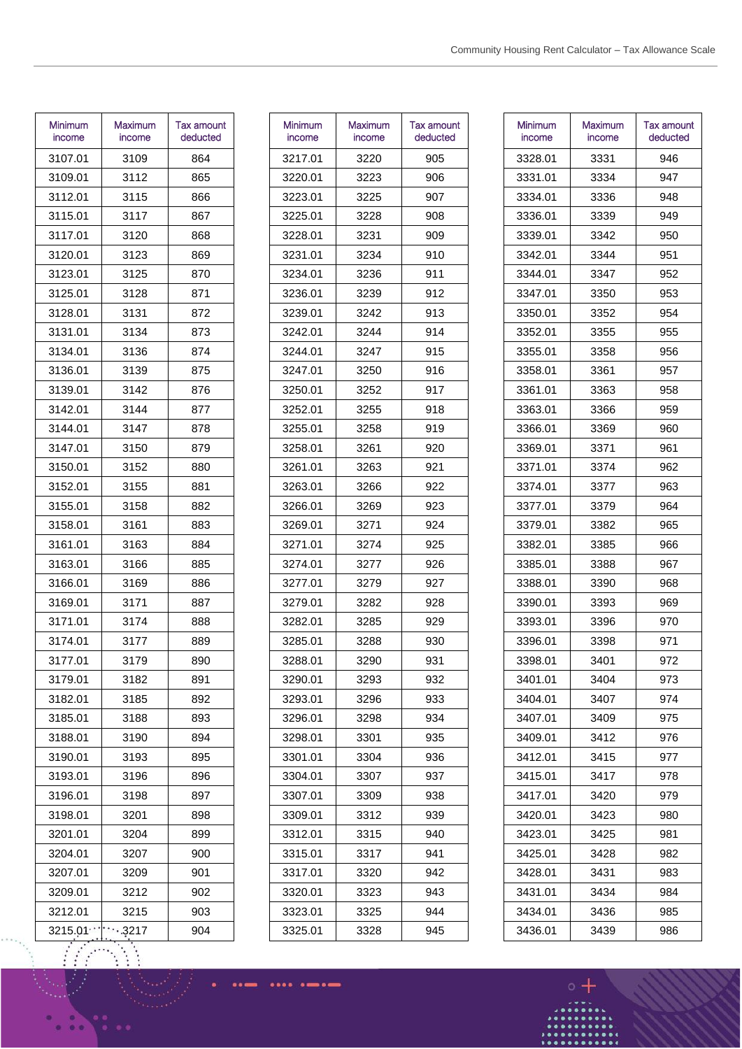| Minimum income | Maximum income | Tax amount deducted |
|---|---|---|
| 3107.01 | 3109 | 864 |
| 3109.01 | 3112 | 865 |
| 3112.01 | 3115 | 866 |
| 3115.01 | 3117 | 867 |
| 3117.01 | 3120 | 868 |
| 3120.01 | 3123 | 869 |
| 3123.01 | 3125 | 870 |
| 3125.01 | 3128 | 871 |
| 3128.01 | 3131 | 872 |
| 3131.01 | 3134 | 873 |
| 3134.01 | 3136 | 874 |
| 3136.01 | 3139 | 875 |
| 3139.01 | 3142 | 876 |
| 3142.01 | 3144 | 877 |
| 3144.01 | 3147 | 878 |
| 3147.01 | 3150 | 879 |
| 3150.01 | 3152 | 880 |
| 3152.01 | 3155 | 881 |
| 3155.01 | 3158 | 882 |
| 3158.01 | 3161 | 883 |
| 3161.01 | 3163 | 884 |
| 3163.01 | 3166 | 885 |
| 3166.01 | 3169 | 886 |
| 3169.01 | 3171 | 887 |
| 3171.01 | 3174 | 888 |
| 3174.01 | 3177 | 889 |
| 3177.01 | 3179 | 890 |
| 3179.01 | 3182 | 891 |
| 3182.01 | 3185 | 892 |
| 3185.01 | 3188 | 893 |
| 3188.01 | 3190 | 894 |
| 3190.01 | 3193 | 895 |
| 3193.01 | 3196 | 896 |
| 3196.01 | 3198 | 897 |
| 3198.01 | 3201 | 898 |
| 3201.01 | 3204 | 899 |
| 3204.01 | 3207 | 900 |
| 3207.01 | 3209 | 901 |
| 3209.01 | 3212 | 902 |
| 3212.01 | 3215 | 903 |
| 3215.01 | 3217 | 904 |
| 3217.01 | 3220 | 905 |
| 3220.01 | 3223 | 906 |
| 3223.01 | 3225 | 907 |
| 3225.01 | 3228 | 908 |
| 3228.01 | 3231 | 909 |
| 3231.01 | 3234 | 910 |
| 3234.01 | 3236 | 911 |
| 3236.01 | 3239 | 912 |
| 3239.01 | 3242 | 913 |
| 3242.01 | 3244 | 914 |
| 3244.01 | 3247 | 915 |
| 3247.01 | 3250 | 916 |
| 3250.01 | 3252 | 917 |
| 3252.01 | 3255 | 918 |
| 3255.01 | 3258 | 919 |
| 3258.01 | 3261 | 920 |
| 3261.01 | 3263 | 921 |
| 3263.01 | 3266 | 922 |
| 3266.01 | 3269 | 923 |
| 3269.01 | 3271 | 924 |
| 3271.01 | 3274 | 925 |
| 3274.01 | 3277 | 926 |
| 3277.01 | 3279 | 927 |
| 3279.01 | 3282 | 928 |
| 3282.01 | 3285 | 929 |
| 3285.01 | 3288 | 930 |
| 3288.01 | 3290 | 931 |
| 3290.01 | 3293 | 932 |
| 3293.01 | 3296 | 933 |
| 3296.01 | 3298 | 934 |
| 3298.01 | 3301 | 935 |
| 3301.01 | 3304 | 936 |
| 3304.01 | 3307 | 937 |
| 3307.01 | 3309 | 938 |
| 3309.01 | 3312 | 939 |
| 3312.01 | 3315 | 940 |
| 3315.01 | 3317 | 941 |
| 3317.01 | 3320 | 942 |
| 3320.01 | 3323 | 943 |
| 3323.01 | 3325 | 944 |
| 3325.01 | 3328 | 945 |
| 3328.01 | 3331 | 946 |
| 3331.01 | 3334 | 947 |
| 3334.01 | 3336 | 948 |
| 3336.01 | 3339 | 949 |
| 3339.01 | 3342 | 950 |
| 3342.01 | 3344 | 951 |
| 3344.01 | 3347 | 952 |
| 3347.01 | 3350 | 953 |
| 3350.01 | 3352 | 954 |
| 3352.01 | 3355 | 955 |
| 3355.01 | 3358 | 956 |
| 3358.01 | 3361 | 957 |
| 3361.01 | 3363 | 958 |
| 3363.01 | 3366 | 959 |
| 3366.01 | 3369 | 960 |
| 3369.01 | 3371 | 961 |
| 3371.01 | 3374 | 962 |
| 3374.01 | 3377 | 963 |
| 3377.01 | 3379 | 964 |
| 3379.01 | 3382 | 965 |
| 3382.01 | 3385 | 966 |
| 3385.01 | 3388 | 967 |
| 3388.01 | 3390 | 968 |
| 3390.01 | 3393 | 969 |
| 3393.01 | 3396 | 970 |
| 3396.01 | 3398 | 971 |
| 3398.01 | 3401 | 972 |
| 3401.01 | 3404 | 973 |
| 3404.01 | 3407 | 974 |
| 3407.01 | 3409 | 975 |
| 3409.01 | 3412 | 976 |
| 3412.01 | 3415 | 977 |
| 3415.01 | 3417 | 978 |
| 3417.01 | 3420 | 979 |
| 3420.01 | 3423 | 980 |
| 3423.01 | 3425 | 981 |
| 3425.01 | 3428 | 982 |
| 3428.01 | 3431 | 983 |
| 3431.01 | 3434 | 984 |
| 3434.01 | 3436 | 985 |
| 3436.01 | 3439 | 986 |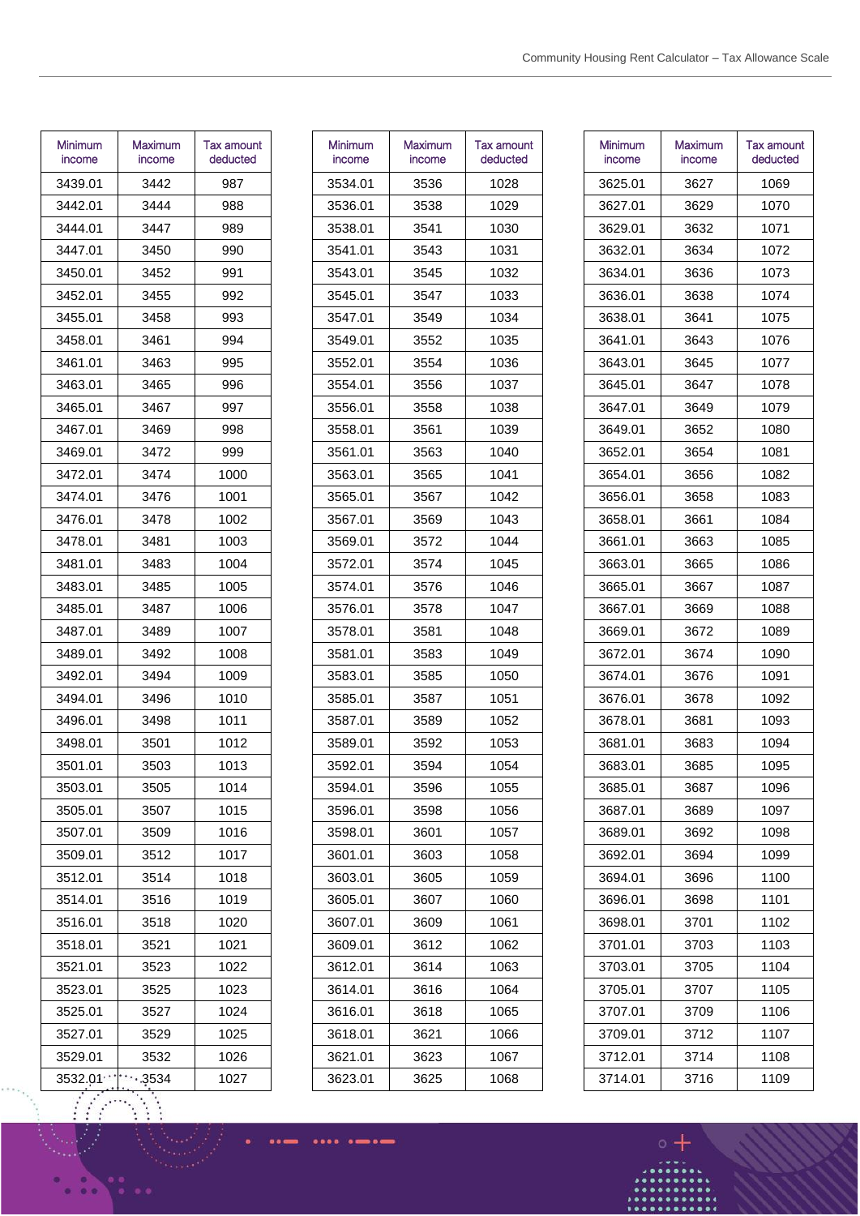| Minimum income | Maximum income | Tax amount deducted |
|---|---|---|
| 3439.01 | 3442 | 987 |
| 3442.01 | 3444 | 988 |
| 3444.01 | 3447 | 989 |
| 3447.01 | 3450 | 990 |
| 3450.01 | 3452 | 991 |
| 3452.01 | 3455 | 992 |
| 3455.01 | 3458 | 993 |
| 3458.01 | 3461 | 994 |
| 3461.01 | 3463 | 995 |
| 3463.01 | 3465 | 996 |
| 3465.01 | 3467 | 997 |
| 3467.01 | 3469 | 998 |
| 3469.01 | 3472 | 999 |
| 3472.01 | 3474 | 1000 |
| 3474.01 | 3476 | 1001 |
| 3476.01 | 3478 | 1002 |
| 3478.01 | 3481 | 1003 |
| 3481.01 | 3483 | 1004 |
| 3483.01 | 3485 | 1005 |
| 3485.01 | 3487 | 1006 |
| 3487.01 | 3489 | 1007 |
| 3489.01 | 3492 | 1008 |
| 3492.01 | 3494 | 1009 |
| 3494.01 | 3496 | 1010 |
| 3496.01 | 3498 | 1011 |
| 3498.01 | 3501 | 1012 |
| 3501.01 | 3503 | 1013 |
| 3503.01 | 3505 | 1014 |
| 3505.01 | 3507 | 1015 |
| 3507.01 | 3509 | 1016 |
| 3509.01 | 3512 | 1017 |
| 3512.01 | 3514 | 1018 |
| 3514.01 | 3516 | 1019 |
| 3516.01 | 3518 | 1020 |
| 3518.01 | 3521 | 1021 |
| 3521.01 | 3523 | 1022 |
| 3523.01 | 3525 | 1023 |
| 3525.01 | 3527 | 1024 |
| 3527.01 | 3529 | 1025 |
| 3529.01 | 3532 | 1026 |
| 3532.01 | 3534 | 1027 |
| 3534.01 | 3536 | 1028 |
| 3536.01 | 3538 | 1029 |
| 3538.01 | 3541 | 1030 |
| 3541.01 | 3543 | 1031 |
| 3543.01 | 3545 | 1032 |
| 3545.01 | 3547 | 1033 |
| 3547.01 | 3549 | 1034 |
| 3549.01 | 3552 | 1035 |
| 3552.01 | 3554 | 1036 |
| 3554.01 | 3556 | 1037 |
| 3556.01 | 3558 | 1038 |
| 3558.01 | 3561 | 1039 |
| 3561.01 | 3563 | 1040 |
| 3563.01 | 3565 | 1041 |
| 3565.01 | 3567 | 1042 |
| 3567.01 | 3569 | 1043 |
| 3569.01 | 3572 | 1044 |
| 3572.01 | 3574 | 1045 |
| 3574.01 | 3576 | 1046 |
| 3576.01 | 3578 | 1047 |
| 3578.01 | 3581 | 1048 |
| 3581.01 | 3583 | 1049 |
| 3583.01 | 3585 | 1050 |
| 3585.01 | 3587 | 1051 |
| 3587.01 | 3589 | 1052 |
| 3589.01 | 3592 | 1053 |
| 3592.01 | 3594 | 1054 |
| 3594.01 | 3596 | 1055 |
| 3596.01 | 3598 | 1056 |
| 3598.01 | 3601 | 1057 |
| 3601.01 | 3603 | 1058 |
| 3603.01 | 3605 | 1059 |
| 3605.01 | 3607 | 1060 |
| 3607.01 | 3609 | 1061 |
| 3609.01 | 3612 | 1062 |
| 3612.01 | 3614 | 1063 |
| 3614.01 | 3616 | 1064 |
| 3616.01 | 3618 | 1065 |
| 3618.01 | 3621 | 1066 |
| 3621.01 | 3623 | 1067 |
| 3623.01 | 3625 | 1068 |
| 3625.01 | 3627 | 1069 |
| 3627.01 | 3629 | 1070 |
| 3629.01 | 3632 | 1071 |
| 3632.01 | 3634 | 1072 |
| 3634.01 | 3636 | 1073 |
| 3636.01 | 3638 | 1074 |
| 3638.01 | 3641 | 1075 |
| 3641.01 | 3643 | 1076 |
| 3643.01 | 3645 | 1077 |
| 3645.01 | 3647 | 1078 |
| 3647.01 | 3649 | 1079 |
| 3649.01 | 3652 | 1080 |
| 3652.01 | 3654 | 1081 |
| 3654.01 | 3656 | 1082 |
| 3656.01 | 3658 | 1083 |
| 3658.01 | 3661 | 1084 |
| 3661.01 | 3663 | 1085 |
| 3663.01 | 3665 | 1086 |
| 3665.01 | 3667 | 1087 |
| 3667.01 | 3669 | 1088 |
| 3669.01 | 3672 | 1089 |
| 3672.01 | 3674 | 1090 |
| 3674.01 | 3676 | 1091 |
| 3676.01 | 3678 | 1092 |
| 3678.01 | 3681 | 1093 |
| 3681.01 | 3683 | 1094 |
| 3683.01 | 3685 | 1095 |
| 3685.01 | 3687 | 1096 |
| 3687.01 | 3689 | 1097 |
| 3689.01 | 3692 | 1098 |
| 3692.01 | 3694 | 1099 |
| 3694.01 | 3696 | 1100 |
| 3696.01 | 3698 | 1101 |
| 3698.01 | 3701 | 1102 |
| 3701.01 | 3703 | 1103 |
| 3703.01 | 3705 | 1104 |
| 3705.01 | 3707 | 1105 |
| 3707.01 | 3709 | 1106 |
| 3709.01 | 3712 | 1107 |
| 3712.01 | 3714 | 1108 |
| 3714.01 | 3716 | 1109 |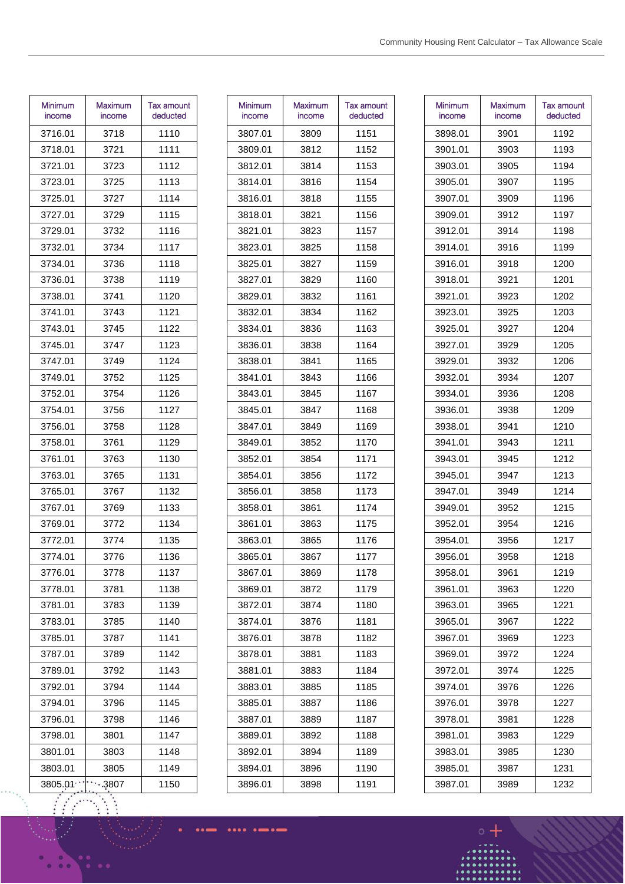| Minimum income | Maximum income | Tax amount deducted |
|---|---|---|
| 3716.01 | 3718 | 1110 |
| 3718.01 | 3721 | 1111 |
| 3721.01 | 3723 | 1112 |
| 3723.01 | 3725 | 1113 |
| 3725.01 | 3727 | 1114 |
| 3727.01 | 3729 | 1115 |
| 3729.01 | 3732 | 1116 |
| 3732.01 | 3734 | 1117 |
| 3734.01 | 3736 | 1118 |
| 3736.01 | 3738 | 1119 |
| 3738.01 | 3741 | 1120 |
| 3741.01 | 3743 | 1121 |
| 3743.01 | 3745 | 1122 |
| 3745.01 | 3747 | 1123 |
| 3747.01 | 3749 | 1124 |
| 3749.01 | 3752 | 1125 |
| 3752.01 | 3754 | 1126 |
| 3754.01 | 3756 | 1127 |
| 3756.01 | 3758 | 1128 |
| 3758.01 | 3761 | 1129 |
| 3761.01 | 3763 | 1130 |
| 3763.01 | 3765 | 1131 |
| 3765.01 | 3767 | 1132 |
| 3767.01 | 3769 | 1133 |
| 3769.01 | 3772 | 1134 |
| 3772.01 | 3774 | 1135 |
| 3774.01 | 3776 | 1136 |
| 3776.01 | 3778 | 1137 |
| 3778.01 | 3781 | 1138 |
| 3781.01 | 3783 | 1139 |
| 3783.01 | 3785 | 1140 |
| 3785.01 | 3787 | 1141 |
| 3787.01 | 3789 | 1142 |
| 3789.01 | 3792 | 1143 |
| 3792.01 | 3794 | 1144 |
| 3794.01 | 3796 | 1145 |
| 3796.01 | 3798 | 1146 |
| 3798.01 | 3801 | 1147 |
| 3801.01 | 3803 | 1148 |
| 3803.01 | 3805 | 1149 |
| 3805.01 | 3807 | 1150 |

| Minimum income | Maximum income | Tax amount deducted |
|---|---|---|
| 3807.01 | 3809 | 1151 |
| 3809.01 | 3812 | 1152 |
| 3812.01 | 3814 | 1153 |
| 3814.01 | 3816 | 1154 |
| 3816.01 | 3818 | 1155 |
| 3818.01 | 3821 | 1156 |
| 3821.01 | 3823 | 1157 |
| 3823.01 | 3825 | 1158 |
| 3825.01 | 3827 | 1159 |
| 3827.01 | 3829 | 1160 |
| 3829.01 | 3832 | 1161 |
| 3832.01 | 3834 | 1162 |
| 3834.01 | 3836 | 1163 |
| 3836.01 | 3838 | 1164 |
| 3838.01 | 3841 | 1165 |
| 3841.01 | 3843 | 1166 |
| 3843.01 | 3845 | 1167 |
| 3845.01 | 3847 | 1168 |
| 3847.01 | 3849 | 1169 |
| 3849.01 | 3852 | 1170 |
| 3852.01 | 3854 | 1171 |
| 3854.01 | 3856 | 1172 |
| 3856.01 | 3858 | 1173 |
| 3858.01 | 3861 | 1174 |
| 3861.01 | 3863 | 1175 |
| 3863.01 | 3865 | 1176 |
| 3865.01 | 3867 | 1177 |
| 3867.01 | 3869 | 1178 |
| 3869.01 | 3872 | 1179 |
| 3872.01 | 3874 | 1180 |
| 3874.01 | 3876 | 1181 |
| 3876.01 | 3878 | 1182 |
| 3878.01 | 3881 | 1183 |
| 3881.01 | 3883 | 1184 |
| 3883.01 | 3885 | 1185 |
| 3885.01 | 3887 | 1186 |
| 3887.01 | 3889 | 1187 |
| 3889.01 | 3892 | 1188 |
| 3892.01 | 3894 | 1189 |
| 3894.01 | 3896 | 1190 |
| 3896.01 | 3898 | 1191 |

| Minimum income | Maximum income | Tax amount deducted |
|---|---|---|
| 3898.01 | 3901 | 1192 |
| 3901.01 | 3903 | 1193 |
| 3903.01 | 3905 | 1194 |
| 3905.01 | 3907 | 1195 |
| 3907.01 | 3909 | 1196 |
| 3909.01 | 3912 | 1197 |
| 3912.01 | 3914 | 1198 |
| 3914.01 | 3916 | 1199 |
| 3916.01 | 3918 | 1200 |
| 3918.01 | 3921 | 1201 |
| 3921.01 | 3923 | 1202 |
| 3923.01 | 3925 | 1203 |
| 3925.01 | 3927 | 1204 |
| 3927.01 | 3929 | 1205 |
| 3929.01 | 3932 | 1206 |
| 3932.01 | 3934 | 1207 |
| 3934.01 | 3936 | 1208 |
| 3936.01 | 3938 | 1209 |
| 3938.01 | 3941 | 1210 |
| 3941.01 | 3943 | 1211 |
| 3943.01 | 3945 | 1212 |
| 3945.01 | 3947 | 1213 |
| 3947.01 | 3949 | 1214 |
| 3949.01 | 3952 | 1215 |
| 3952.01 | 3954 | 1216 |
| 3954.01 | 3956 | 1217 |
| 3956.01 | 3958 | 1218 |
| 3958.01 | 3961 | 1219 |
| 3961.01 | 3963 | 1220 |
| 3963.01 | 3965 | 1221 |
| 3965.01 | 3967 | 1222 |
| 3967.01 | 3969 | 1223 |
| 3969.01 | 3972 | 1224 |
| 3972.01 | 3974 | 1225 |
| 3974.01 | 3976 | 1226 |
| 3976.01 | 3978 | 1227 |
| 3978.01 | 3981 | 1228 |
| 3981.01 | 3983 | 1229 |
| 3983.01 | 3985 | 1230 |
| 3985.01 | 3987 | 1231 |
| 3987.01 | 3989 | 1232 |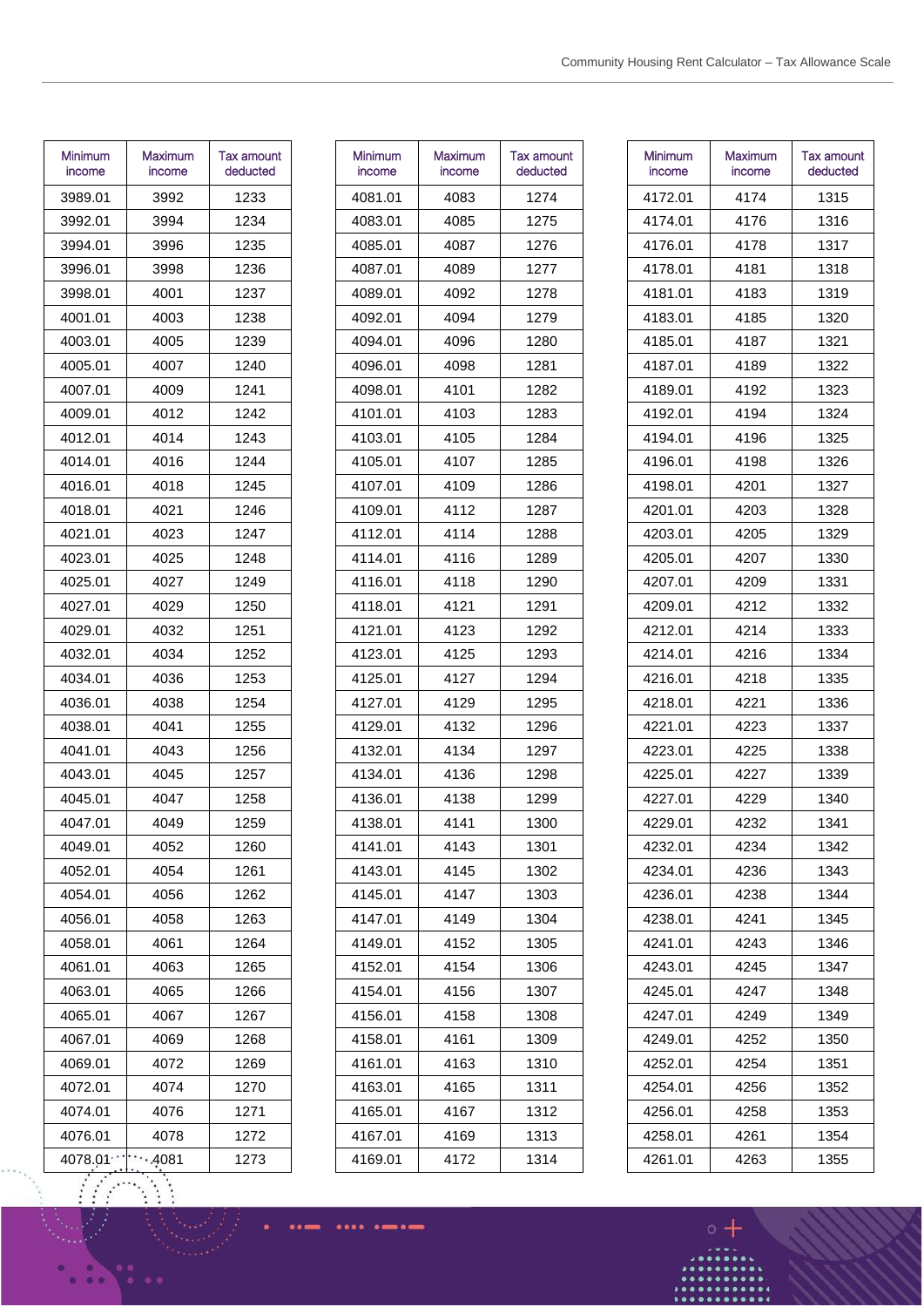| Minimum income | Maximum income | Tax amount deducted |
|---|---|---|
| 3989.01 | 3992 | 1233 |
| 3992.01 | 3994 | 1234 |
| 3994.01 | 3996 | 1235 |
| 3996.01 | 3998 | 1236 |
| 3998.01 | 4001 | 1237 |
| 4001.01 | 4003 | 1238 |
| 4003.01 | 4005 | 1239 |
| 4005.01 | 4007 | 1240 |
| 4007.01 | 4009 | 1241 |
| 4009.01 | 4012 | 1242 |
| 4012.01 | 4014 | 1243 |
| 4014.01 | 4016 | 1244 |
| 4016.01 | 4018 | 1245 |
| 4018.01 | 4021 | 1246 |
| 4021.01 | 4023 | 1247 |
| 4023.01 | 4025 | 1248 |
| 4025.01 | 4027 | 1249 |
| 4027.01 | 4029 | 1250 |
| 4029.01 | 4032 | 1251 |
| 4032.01 | 4034 | 1252 |
| 4034.01 | 4036 | 1253 |
| 4036.01 | 4038 | 1254 |
| 4038.01 | 4041 | 1255 |
| 4041.01 | 4043 | 1256 |
| 4043.01 | 4045 | 1257 |
| 4045.01 | 4047 | 1258 |
| 4047.01 | 4049 | 1259 |
| 4049.01 | 4052 | 1260 |
| 4052.01 | 4054 | 1261 |
| 4054.01 | 4056 | 1262 |
| 4056.01 | 4058 | 1263 |
| 4058.01 | 4061 | 1264 |
| 4061.01 | 4063 | 1265 |
| 4063.01 | 4065 | 1266 |
| 4065.01 | 4067 | 1267 |
| 4067.01 | 4069 | 1268 |
| 4069.01 | 4072 | 1269 |
| 4072.01 | 4074 | 1270 |
| 4074.01 | 4076 | 1271 |
| 4076.01 | 4078 | 1272 |
| 4078.01 | 4081 | 1273 |

| Minimum income | Maximum income | Tax amount deducted |
|---|---|---|
| 4081.01 | 4083 | 1274 |
| 4083.01 | 4085 | 1275 |
| 4085.01 | 4087 | 1276 |
| 4087.01 | 4089 | 1277 |
| 4089.01 | 4092 | 1278 |
| 4092.01 | 4094 | 1279 |
| 4094.01 | 4096 | 1280 |
| 4096.01 | 4098 | 1281 |
| 4098.01 | 4101 | 1282 |
| 4101.01 | 4103 | 1283 |
| 4103.01 | 4105 | 1284 |
| 4105.01 | 4107 | 1285 |
| 4107.01 | 4109 | 1286 |
| 4109.01 | 4112 | 1287 |
| 4112.01 | 4114 | 1288 |
| 4114.01 | 4116 | 1289 |
| 4116.01 | 4118 | 1290 |
| 4118.01 | 4121 | 1291 |
| 4121.01 | 4123 | 1292 |
| 4123.01 | 4125 | 1293 |
| 4125.01 | 4127 | 1294 |
| 4127.01 | 4129 | 1295 |
| 4129.01 | 4132 | 1296 |
| 4132.01 | 4134 | 1297 |
| 4134.01 | 4136 | 1298 |
| 4136.01 | 4138 | 1299 |
| 4138.01 | 4141 | 1300 |
| 4141.01 | 4143 | 1301 |
| 4143.01 | 4145 | 1302 |
| 4145.01 | 4147 | 1303 |
| 4147.01 | 4149 | 1304 |
| 4149.01 | 4152 | 1305 |
| 4152.01 | 4154 | 1306 |
| 4154.01 | 4156 | 1307 |
| 4156.01 | 4158 | 1308 |
| 4158.01 | 4161 | 1309 |
| 4161.01 | 4163 | 1310 |
| 4163.01 | 4165 | 1311 |
| 4165.01 | 4167 | 1312 |
| 4167.01 | 4169 | 1313 |
| 4169.01 | 4172 | 1314 |

| Minimum income | Maximum income | Tax amount deducted |
|---|---|---|
| 4172.01 | 4174 | 1315 |
| 4174.01 | 4176 | 1316 |
| 4176.01 | 4178 | 1317 |
| 4178.01 | 4181 | 1318 |
| 4181.01 | 4183 | 1319 |
| 4183.01 | 4185 | 1320 |
| 4185.01 | 4187 | 1321 |
| 4187.01 | 4189 | 1322 |
| 4189.01 | 4192 | 1323 |
| 4192.01 | 4194 | 1324 |
| 4194.01 | 4196 | 1325 |
| 4196.01 | 4198 | 1326 |
| 4198.01 | 4201 | 1327 |
| 4201.01 | 4203 | 1328 |
| 4203.01 | 4205 | 1329 |
| 4205.01 | 4207 | 1330 |
| 4207.01 | 4209 | 1331 |
| 4209.01 | 4212 | 1332 |
| 4212.01 | 4214 | 1333 |
| 4214.01 | 4216 | 1334 |
| 4216.01 | 4218 | 1335 |
| 4218.01 | 4221 | 1336 |
| 4221.01 | 4223 | 1337 |
| 4223.01 | 4225 | 1338 |
| 4225.01 | 4227 | 1339 |
| 4227.01 | 4229 | 1340 |
| 4229.01 | 4232 | 1341 |
| 4232.01 | 4234 | 1342 |
| 4234.01 | 4236 | 1343 |
| 4236.01 | 4238 | 1344 |
| 4238.01 | 4241 | 1345 |
| 4241.01 | 4243 | 1346 |
| 4243.01 | 4245 | 1347 |
| 4245.01 | 4247 | 1348 |
| 4247.01 | 4249 | 1349 |
| 4249.01 | 4252 | 1350 |
| 4252.01 | 4254 | 1351 |
| 4254.01 | 4256 | 1352 |
| 4256.01 | 4258 | 1353 |
| 4258.01 | 4261 | 1354 |
| 4261.01 | 4263 | 1355 |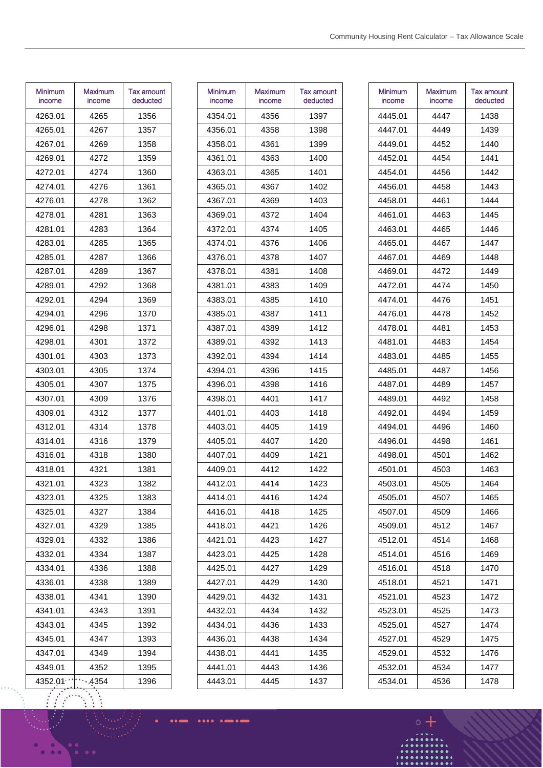| Minimum income | Maximum income | Tax amount deducted |
|---|---|---|
| 4263.01 | 4265 | 1356 |
| 4265.01 | 4267 | 1357 |
| 4267.01 | 4269 | 1358 |
| 4269.01 | 4272 | 1359 |
| 4272.01 | 4274 | 1360 |
| 4274.01 | 4276 | 1361 |
| 4276.01 | 4278 | 1362 |
| 4278.01 | 4281 | 1363 |
| 4281.01 | 4283 | 1364 |
| 4283.01 | 4285 | 1365 |
| 4285.01 | 4287 | 1366 |
| 4287.01 | 4289 | 1367 |
| 4289.01 | 4292 | 1368 |
| 4292.01 | 4294 | 1369 |
| 4294.01 | 4296 | 1370 |
| 4296.01 | 4298 | 1371 |
| 4298.01 | 4301 | 1372 |
| 4301.01 | 4303 | 1373 |
| 4303.01 | 4305 | 1374 |
| 4305.01 | 4307 | 1375 |
| 4307.01 | 4309 | 1376 |
| 4309.01 | 4312 | 1377 |
| 4312.01 | 4314 | 1378 |
| 4314.01 | 4316 | 1379 |
| 4316.01 | 4318 | 1380 |
| 4318.01 | 4321 | 1381 |
| 4321.01 | 4323 | 1382 |
| 4323.01 | 4325 | 1383 |
| 4325.01 | 4327 | 1384 |
| 4327.01 | 4329 | 1385 |
| 4329.01 | 4332 | 1386 |
| 4332.01 | 4334 | 1387 |
| 4334.01 | 4336 | 1388 |
| 4336.01 | 4338 | 1389 |
| 4338.01 | 4341 | 1390 |
| 4341.01 | 4343 | 1391 |
| 4343.01 | 4345 | 1392 |
| 4345.01 | 4347 | 1393 |
| 4347.01 | 4349 | 1394 |
| 4349.01 | 4352 | 1395 |
| 4352.01 | 4354 | 1396 |
| 4354.01 | 4356 | 1397 |
| 4356.01 | 4358 | 1398 |
| 4358.01 | 4361 | 1399 |
| 4361.01 | 4363 | 1400 |
| 4363.01 | 4365 | 1401 |
| 4365.01 | 4367 | 1402 |
| 4367.01 | 4369 | 1403 |
| 4369.01 | 4372 | 1404 |
| 4372.01 | 4374 | 1405 |
| 4374.01 | 4376 | 1406 |
| 4376.01 | 4378 | 1407 |
| 4378.01 | 4381 | 1408 |
| 4381.01 | 4383 | 1409 |
| 4383.01 | 4385 | 1410 |
| 4385.01 | 4387 | 1411 |
| 4387.01 | 4389 | 1412 |
| 4389.01 | 4392 | 1413 |
| 4392.01 | 4394 | 1414 |
| 4394.01 | 4396 | 1415 |
| 4396.01 | 4398 | 1416 |
| 4398.01 | 4401 | 1417 |
| 4401.01 | 4403 | 1418 |
| 4403.01 | 4405 | 1419 |
| 4405.01 | 4407 | 1420 |
| 4407.01 | 4409 | 1421 |
| 4409.01 | 4412 | 1422 |
| 4412.01 | 4414 | 1423 |
| 4414.01 | 4416 | 1424 |
| 4416.01 | 4418 | 1425 |
| 4418.01 | 4421 | 1426 |
| 4421.01 | 4423 | 1427 |
| 4423.01 | 4425 | 1428 |
| 4425.01 | 4427 | 1429 |
| 4427.01 | 4429 | 1430 |
| 4429.01 | 4432 | 1431 |
| 4432.01 | 4434 | 1432 |
| 4434.01 | 4436 | 1433 |
| 4436.01 | 4438 | 1434 |
| 4438.01 | 4441 | 1435 |
| 4441.01 | 4443 | 1436 |
| 4443.01 | 4445 | 1437 |
| 4445.01 | 4447 | 1438 |
| 4447.01 | 4449 | 1439 |
| 4449.01 | 4452 | 1440 |
| 4452.01 | 4454 | 1441 |
| 4454.01 | 4456 | 1442 |
| 4456.01 | 4458 | 1443 |
| 4458.01 | 4461 | 1444 |
| 4461.01 | 4463 | 1445 |
| 4463.01 | 4465 | 1446 |
| 4465.01 | 4467 | 1447 |
| 4467.01 | 4469 | 1448 |
| 4469.01 | 4472 | 1449 |
| 4472.01 | 4474 | 1450 |
| 4474.01 | 4476 | 1451 |
| 4476.01 | 4478 | 1452 |
| 4478.01 | 4481 | 1453 |
| 4481.01 | 4483 | 1454 |
| 4483.01 | 4485 | 1455 |
| 4485.01 | 4487 | 1456 |
| 4487.01 | 4489 | 1457 |
| 4489.01 | 4492 | 1458 |
| 4492.01 | 4494 | 1459 |
| 4494.01 | 4496 | 1460 |
| 4496.01 | 4498 | 1461 |
| 4498.01 | 4501 | 1462 |
| 4501.01 | 4503 | 1463 |
| 4503.01 | 4505 | 1464 |
| 4505.01 | 4507 | 1465 |
| 4507.01 | 4509 | 1466 |
| 4509.01 | 4512 | 1467 |
| 4512.01 | 4514 | 1468 |
| 4514.01 | 4516 | 1469 |
| 4516.01 | 4518 | 1470 |
| 4518.01 | 4521 | 1471 |
| 4521.01 | 4523 | 1472 |
| 4523.01 | 4525 | 1473 |
| 4525.01 | 4527 | 1474 |
| 4527.01 | 4529 | 1475 |
| 4529.01 | 4532 | 1476 |
| 4532.01 | 4534 | 1477 |
| 4534.01 | 4536 | 1478 |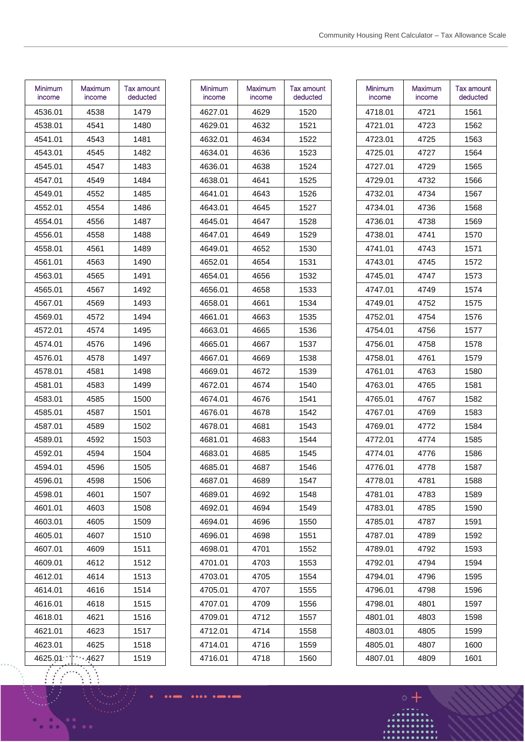| Minimum income | Maximum income | Tax amount deducted |
|---|---|---|
| 4536.01 | 4538 | 1479 |
| 4538.01 | 4541 | 1480 |
| 4541.01 | 4543 | 1481 |
| 4543.01 | 4545 | 1482 |
| 4545.01 | 4547 | 1483 |
| 4547.01 | 4549 | 1484 |
| 4549.01 | 4552 | 1485 |
| 4552.01 | 4554 | 1486 |
| 4554.01 | 4556 | 1487 |
| 4556.01 | 4558 | 1488 |
| 4558.01 | 4561 | 1489 |
| 4561.01 | 4563 | 1490 |
| 4563.01 | 4565 | 1491 |
| 4565.01 | 4567 | 1492 |
| 4567.01 | 4569 | 1493 |
| 4569.01 | 4572 | 1494 |
| 4572.01 | 4574 | 1495 |
| 4574.01 | 4576 | 1496 |
| 4576.01 | 4578 | 1497 |
| 4578.01 | 4581 | 1498 |
| 4581.01 | 4583 | 1499 |
| 4583.01 | 4585 | 1500 |
| 4585.01 | 4587 | 1501 |
| 4587.01 | 4589 | 1502 |
| 4589.01 | 4592 | 1503 |
| 4592.01 | 4594 | 1504 |
| 4594.01 | 4596 | 1505 |
| 4596.01 | 4598 | 1506 |
| 4598.01 | 4601 | 1507 |
| 4601.01 | 4603 | 1508 |
| 4603.01 | 4605 | 1509 |
| 4605.01 | 4607 | 1510 |
| 4607.01 | 4609 | 1511 |
| 4609.01 | 4612 | 1512 |
| 4612.01 | 4614 | 1513 |
| 4614.01 | 4616 | 1514 |
| 4616.01 | 4618 | 1515 |
| 4618.01 | 4621 | 1516 |
| 4621.01 | 4623 | 1517 |
| 4623.01 | 4625 | 1518 |
| 4625.01 | 4627 | 1519 |
| 4627.01 | 4629 | 1520 |
| 4629.01 | 4632 | 1521 |
| 4632.01 | 4634 | 1522 |
| 4634.01 | 4636 | 1523 |
| 4636.01 | 4638 | 1524 |
| 4638.01 | 4641 | 1525 |
| 4641.01 | 4643 | 1526 |
| 4643.01 | 4645 | 1527 |
| 4645.01 | 4647 | 1528 |
| 4647.01 | 4649 | 1529 |
| 4649.01 | 4652 | 1530 |
| 4652.01 | 4654 | 1531 |
| 4654.01 | 4656 | 1532 |
| 4656.01 | 4658 | 1533 |
| 4658.01 | 4661 | 1534 |
| 4661.01 | 4663 | 1535 |
| 4663.01 | 4665 | 1536 |
| 4665.01 | 4667 | 1537 |
| 4667.01 | 4669 | 1538 |
| 4669.01 | 4672 | 1539 |
| 4672.01 | 4674 | 1540 |
| 4674.01 | 4676 | 1541 |
| 4676.01 | 4678 | 1542 |
| 4678.01 | 4681 | 1543 |
| 4681.01 | 4683 | 1544 |
| 4683.01 | 4685 | 1545 |
| 4685.01 | 4687 | 1546 |
| 4687.01 | 4689 | 1547 |
| 4689.01 | 4692 | 1548 |
| 4692.01 | 4694 | 1549 |
| 4694.01 | 4696 | 1550 |
| 4696.01 | 4698 | 1551 |
| 4698.01 | 4701 | 1552 |
| 4701.01 | 4703 | 1553 |
| 4703.01 | 4705 | 1554 |
| 4705.01 | 4707 | 1555 |
| 4707.01 | 4709 | 1556 |
| 4709.01 | 4712 | 1557 |
| 4712.01 | 4714 | 1558 |
| 4714.01 | 4716 | 1559 |
| 4716.01 | 4718 | 1560 |
| 4718.01 | 4721 | 1561 |
| 4721.01 | 4723 | 1562 |
| 4723.01 | 4725 | 1563 |
| 4725.01 | 4727 | 1564 |
| 4727.01 | 4729 | 1565 |
| 4729.01 | 4732 | 1566 |
| 4732.01 | 4734 | 1567 |
| 4734.01 | 4736 | 1568 |
| 4736.01 | 4738 | 1569 |
| 4738.01 | 4741 | 1570 |
| 4741.01 | 4743 | 1571 |
| 4743.01 | 4745 | 1572 |
| 4745.01 | 4747 | 1573 |
| 4747.01 | 4749 | 1574 |
| 4749.01 | 4752 | 1575 |
| 4752.01 | 4754 | 1576 |
| 4754.01 | 4756 | 1577 |
| 4756.01 | 4758 | 1578 |
| 4758.01 | 4761 | 1579 |
| 4761.01 | 4763 | 1580 |
| 4763.01 | 4765 | 1581 |
| 4765.01 | 4767 | 1582 |
| 4767.01 | 4769 | 1583 |
| 4769.01 | 4772 | 1584 |
| 4772.01 | 4774 | 1585 |
| 4774.01 | 4776 | 1586 |
| 4776.01 | 4778 | 1587 |
| 4778.01 | 4781 | 1588 |
| 4781.01 | 4783 | 1589 |
| 4783.01 | 4785 | 1590 |
| 4785.01 | 4787 | 1591 |
| 4787.01 | 4789 | 1592 |
| 4789.01 | 4792 | 1593 |
| 4792.01 | 4794 | 1594 |
| 4794.01 | 4796 | 1595 |
| 4796.01 | 4798 | 1596 |
| 4798.01 | 4801 | 1597 |
| 4801.01 | 4803 | 1598 |
| 4803.01 | 4805 | 1599 |
| 4805.01 | 4807 | 1600 |
| 4807.01 | 4809 | 1601 |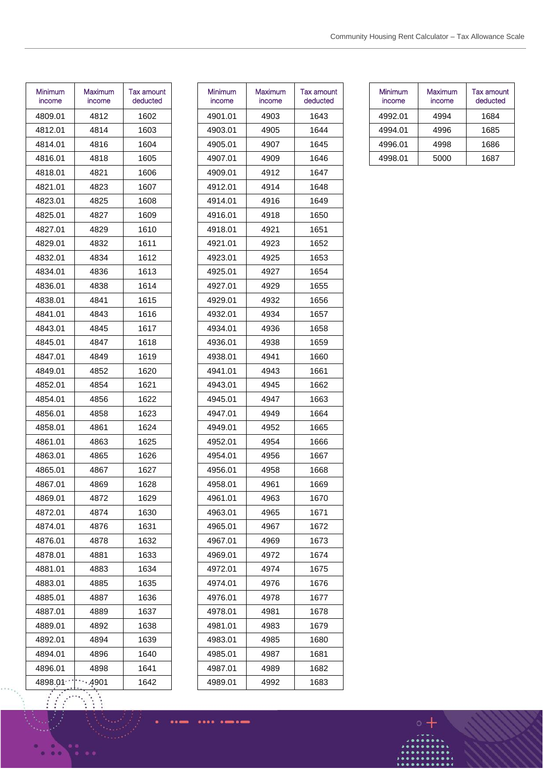| Minimum income | Maximum income | Tax amount deducted |
|---|---|---|
| 4809.01 | 4812 | 1602 |
| 4812.01 | 4814 | 1603 |
| 4814.01 | 4816 | 1604 |
| 4816.01 | 4818 | 1605 |
| 4818.01 | 4821 | 1606 |
| 4821.01 | 4823 | 1607 |
| 4823.01 | 4825 | 1608 |
| 4825.01 | 4827 | 1609 |
| 4827.01 | 4829 | 1610 |
| 4829.01 | 4832 | 1611 |
| 4832.01 | 4834 | 1612 |
| 4834.01 | 4836 | 1613 |
| 4836.01 | 4838 | 1614 |
| 4838.01 | 4841 | 1615 |
| 4841.01 | 4843 | 1616 |
| 4843.01 | 4845 | 1617 |
| 4845.01 | 4847 | 1618 |
| 4847.01 | 4849 | 1619 |
| 4849.01 | 4852 | 1620 |
| 4852.01 | 4854 | 1621 |
| 4854.01 | 4856 | 1622 |
| 4856.01 | 4858 | 1623 |
| 4858.01 | 4861 | 1624 |
| 4861.01 | 4863 | 1625 |
| 4863.01 | 4865 | 1626 |
| 4865.01 | 4867 | 1627 |
| 4867.01 | 4869 | 1628 |
| 4869.01 | 4872 | 1629 |
| 4872.01 | 4874 | 1630 |
| 4874.01 | 4876 | 1631 |
| 4876.01 | 4878 | 1632 |
| 4878.01 | 4881 | 1633 |
| 4881.01 | 4883 | 1634 |
| 4883.01 | 4885 | 1635 |
| 4885.01 | 4887 | 1636 |
| 4887.01 | 4889 | 1637 |
| 4889.01 | 4892 | 1638 |
| 4892.01 | 4894 | 1639 |
| 4894.01 | 4896 | 1640 |
| 4896.01 | 4898 | 1641 |
| 4898.01 | 4901 | 1642 |
| 4901.01 | 4903 | 1643 |
| 4903.01 | 4905 | 1644 |
| 4905.01 | 4907 | 1645 |
| 4907.01 | 4909 | 1646 |
| 4909.01 | 4912 | 1647 |
| 4912.01 | 4914 | 1648 |
| 4914.01 | 4916 | 1649 |
| 4916.01 | 4918 | 1650 |
| 4918.01 | 4921 | 1651 |
| 4921.01 | 4923 | 1652 |
| 4923.01 | 4925 | 1653 |
| 4925.01 | 4927 | 1654 |
| 4927.01 | 4929 | 1655 |
| 4929.01 | 4932 | 1656 |
| 4932.01 | 4934 | 1657 |
| 4934.01 | 4936 | 1658 |
| 4936.01 | 4938 | 1659 |
| 4938.01 | 4941 | 1660 |
| 4941.01 | 4943 | 1661 |
| 4943.01 | 4945 | 1662 |
| 4945.01 | 4947 | 1663 |
| 4947.01 | 4949 | 1664 |
| 4949.01 | 4952 | 1665 |
| 4952.01 | 4954 | 1666 |
| 4954.01 | 4956 | 1667 |
| 4956.01 | 4958 | 1668 |
| 4958.01 | 4961 | 1669 |
| 4961.01 | 4963 | 1670 |
| 4963.01 | 4965 | 1671 |
| 4965.01 | 4967 | 1672 |
| 4967.01 | 4969 | 1673 |
| 4969.01 | 4972 | 1674 |
| 4972.01 | 4974 | 1675 |
| 4974.01 | 4976 | 1676 |
| 4976.01 | 4978 | 1677 |
| 4978.01 | 4981 | 1678 |
| 4981.01 | 4983 | 1679 |
| 4983.01 | 4985 | 1680 |
| 4985.01 | 4987 | 1681 |
| 4987.01 | 4989 | 1682 |
| 4989.01 | 4992 | 1683 |
| 4992.01 | 4994 | 1684 |
| 4994.01 | 4996 | 1685 |
| 4996.01 | 4998 | 1686 |
| 4998.01 | 5000 | 1687 |